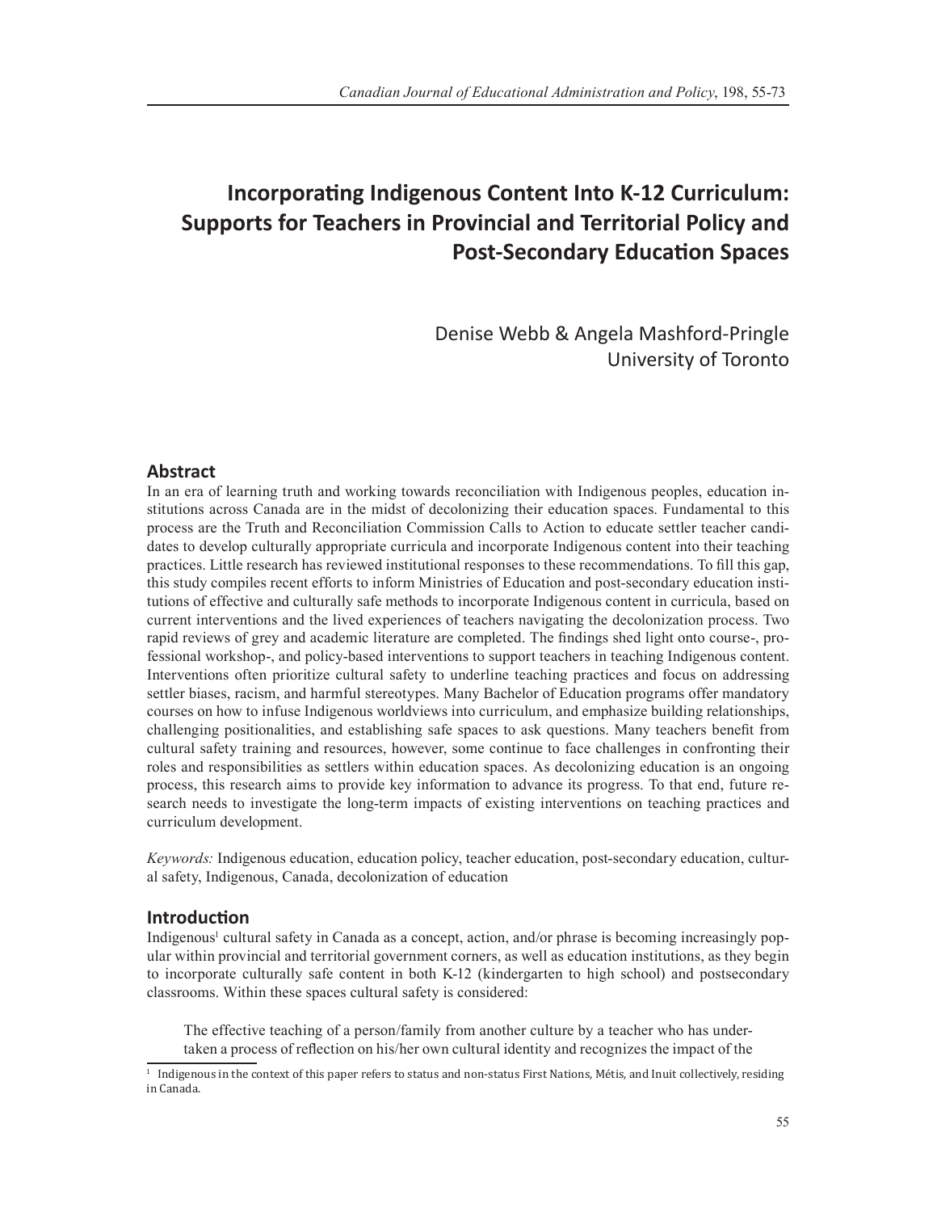# Incorporating Indigenous Content Into K-12 Curriculum: Supports for Teachers in Provincial and Territorial Policy and Post-Secondary Education Spaces

Denise Webb & Angela Mashford-Pringle
University of Toronto

## Abstract

In an era of learning truth and working towards reconciliation with Indigenous peoples, education institutions across Canada are in the midst of decolonizing their education spaces. Fundamental to this process are the Truth and Reconciliation Commission Calls to Action to educate settler teacher candidates to develop culturally appropriate curricula and incorporate Indigenous content into their teaching practices. Little research has reviewed institutional responses to these recommendations. To fill this gap, this study compiles recent efforts to inform Ministries of Education and post-secondary education institutions of effective and culturally safe methods to incorporate Indigenous content in curricula, based on current interventions and the lived experiences of teachers navigating the decolonization process. Two rapid reviews of grey and academic literature are completed. The findings shed light onto course-, professional workshop-, and policy-based interventions to support teachers in teaching Indigenous content. Interventions often prioritize cultural safety to underline teaching practices and focus on addressing settler biases, racism, and harmful stereotypes. Many Bachelor of Education programs offer mandatory courses on how to infuse Indigenous worldviews into curriculum, and emphasize building relationships, challenging positionalities, and establishing safe spaces to ask questions. Many teachers benefit from cultural safety training and resources, however, some continue to face challenges in confronting their roles and responsibilities as settlers within education spaces. As decolonizing education is an ongoing process, this research aims to provide key information to advance its progress. To that end, future research needs to investigate the long-term impacts of existing interventions on teaching practices and curriculum development.

*Keywords:* Indigenous education, education policy, teacher education, post-secondary education, cultural safety, Indigenous, Canada, decolonization of education

## Introduction

Indigenous[1] cultural safety in Canada as a concept, action, and/or phrase is becoming increasingly popular within provincial and territorial government corners, as well as education institutions, as they begin to incorporate culturally safe content in both K-12 (kindergarten to high school) and postsecondary classrooms. Within these spaces cultural safety is considered:

> The effective teaching of a person/family from another culture by a teacher who has undertaken a process of reflection on his/her own cultural identity and recognizes the impact of the

[1] Indigenous in the context of this paper refers to status and non-status First Nations, Métis, and Inuit collectively, residing in Canada.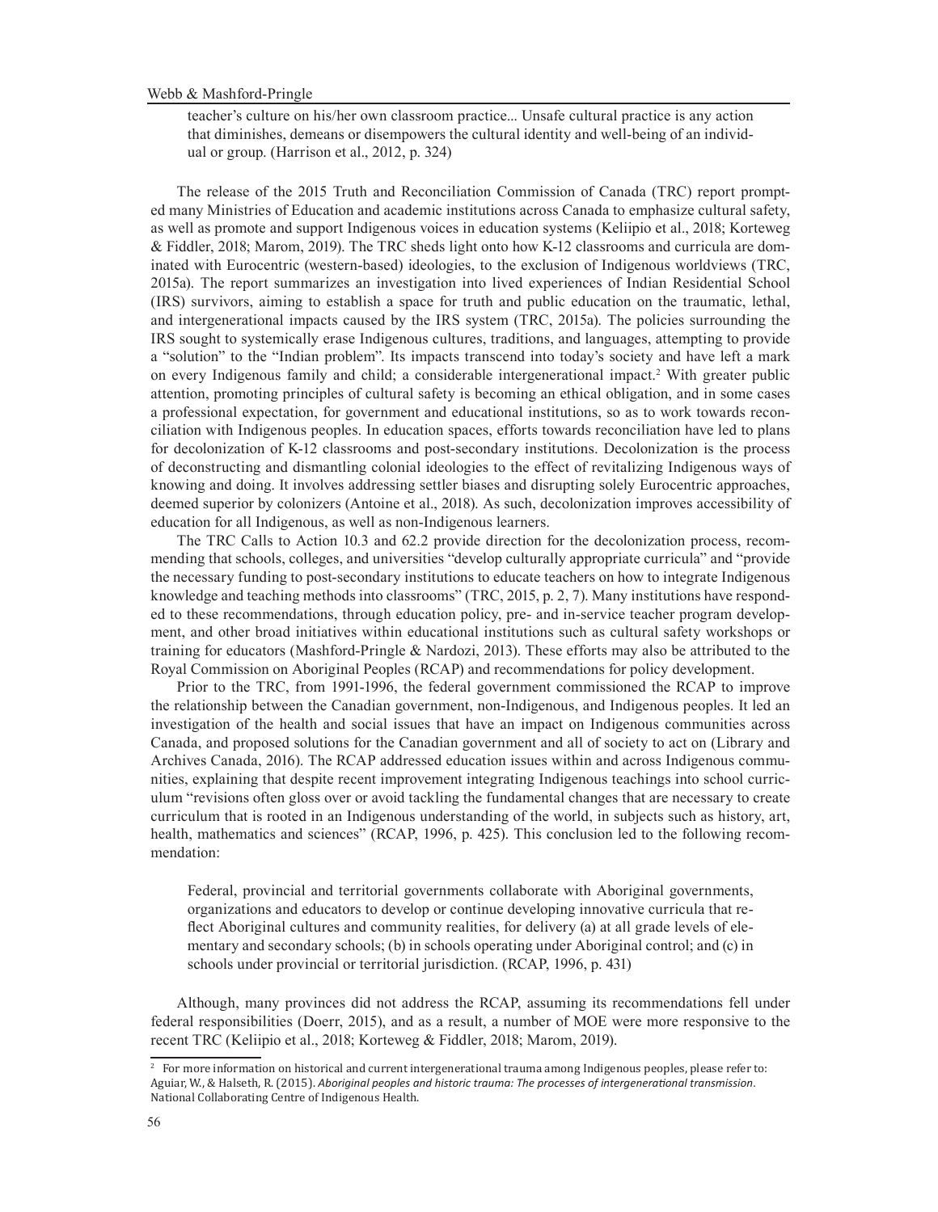> teacher's culture on his/her own classroom practice... Unsafe cultural practice is any action that diminishes, demeans or disempowers the cultural identity and well-being of an individual or group. (Harrison et al., 2012, p. 324)

The release of the 2015 Truth and Reconciliation Commission of Canada (TRC) report prompted many Ministries of Education and academic institutions across Canada to emphasize cultural safety, as well as promote and support Indigenous voices in education systems (Keliipio et al., 2018; Korteweg & Fiddler, 2018; Marom, 2019). The TRC sheds light onto how K-12 classrooms and curricula are dominated with Eurocentric (western-based) ideologies, to the exclusion of Indigenous worldviews (TRC, 2015a). The report summarizes an investigation into lived experiences of Indian Residential School (IRS) survivors, aiming to establish a space for truth and public education on the traumatic, lethal, and intergenerational impacts caused by the IRS system (TRC, 2015a). The policies surrounding the IRS sought to systemically erase Indigenous cultures, traditions, and languages, attempting to provide a "solution" to the "Indian problem". Its impacts transcend into today's society and have left a mark on every Indigenous family and child; a considerable intergenerational impact.[2] With greater public attention, promoting principles of cultural safety is becoming an ethical obligation, and in some cases a professional expectation, for government and educational institutions, so as to work towards reconciliation with Indigenous peoples. In education spaces, efforts towards reconciliation have led to plans for decolonization of K-12 classrooms and post-secondary institutions. Decolonization is the process of deconstructing and dismantling colonial ideologies to the effect of revitalizing Indigenous ways of knowing and doing. It involves addressing settler biases and disrupting solely Eurocentric approaches, deemed superior by colonizers (Antoine et al., 2018). As such, decolonization improves accessibility of education for all Indigenous, as well as non-Indigenous learners.

The TRC Calls to Action 10.3 and 62.2 provide direction for the decolonization process, recommending that schools, colleges, and universities "develop culturally appropriate curricula" and "provide the necessary funding to post-secondary institutions to educate teachers on how to integrate Indigenous knowledge and teaching methods into classrooms" (TRC, 2015, p. 2, 7). Many institutions have responded to these recommendations, through education policy, pre- and in-service teacher program development, and other broad initiatives within educational institutions such as cultural safety workshops or training for educators (Mashford-Pringle & Nardozi, 2013). These efforts may also be attributed to the Royal Commission on Aboriginal Peoples (RCAP) and recommendations for policy development.

Prior to the TRC, from 1991-1996, the federal government commissioned the RCAP to improve the relationship between the Canadian government, non-Indigenous, and Indigenous peoples. It led an investigation of the health and social issues that have an impact on Indigenous communities across Canada, and proposed solutions for the Canadian government and all of society to act on (Library and Archives Canada, 2016). The RCAP addressed education issues within and across Indigenous communities, explaining that despite recent improvement integrating Indigenous teachings into school curriculum "revisions often gloss over or avoid tackling the fundamental changes that are necessary to create curriculum that is rooted in an Indigenous understanding of the world, in subjects such as history, art, health, mathematics and sciences" (RCAP, 1996, p. 425). This conclusion led to the following recommendation:

> Federal, provincial and territorial governments collaborate with Aboriginal governments, organizations and educators to develop or continue developing innovative curricula that reflect Aboriginal cultures and community realities, for delivery (a) at all grade levels of elementary and secondary schools; (b) in schools operating under Aboriginal control; and (c) in schools under provincial or territorial jurisdiction. (RCAP, 1996, p. 431)

Although, many provinces did not address the RCAP, assuming its recommendations fell under federal responsibilities (Doerr, 2015), and as a result, a number of MOE were more responsive to the recent TRC (Keliipio et al., 2018; Korteweg & Fiddler, 2018; Marom, 2019).

[2] For more information on historical and current intergenerational trauma among Indigenous peoples, please refer to: Aguiar, W., & Halseth, R. (2015). *Aboriginal peoples and historic trauma: The processes of intergenerational transmission*. National Collaborating Centre of Indigenous Health.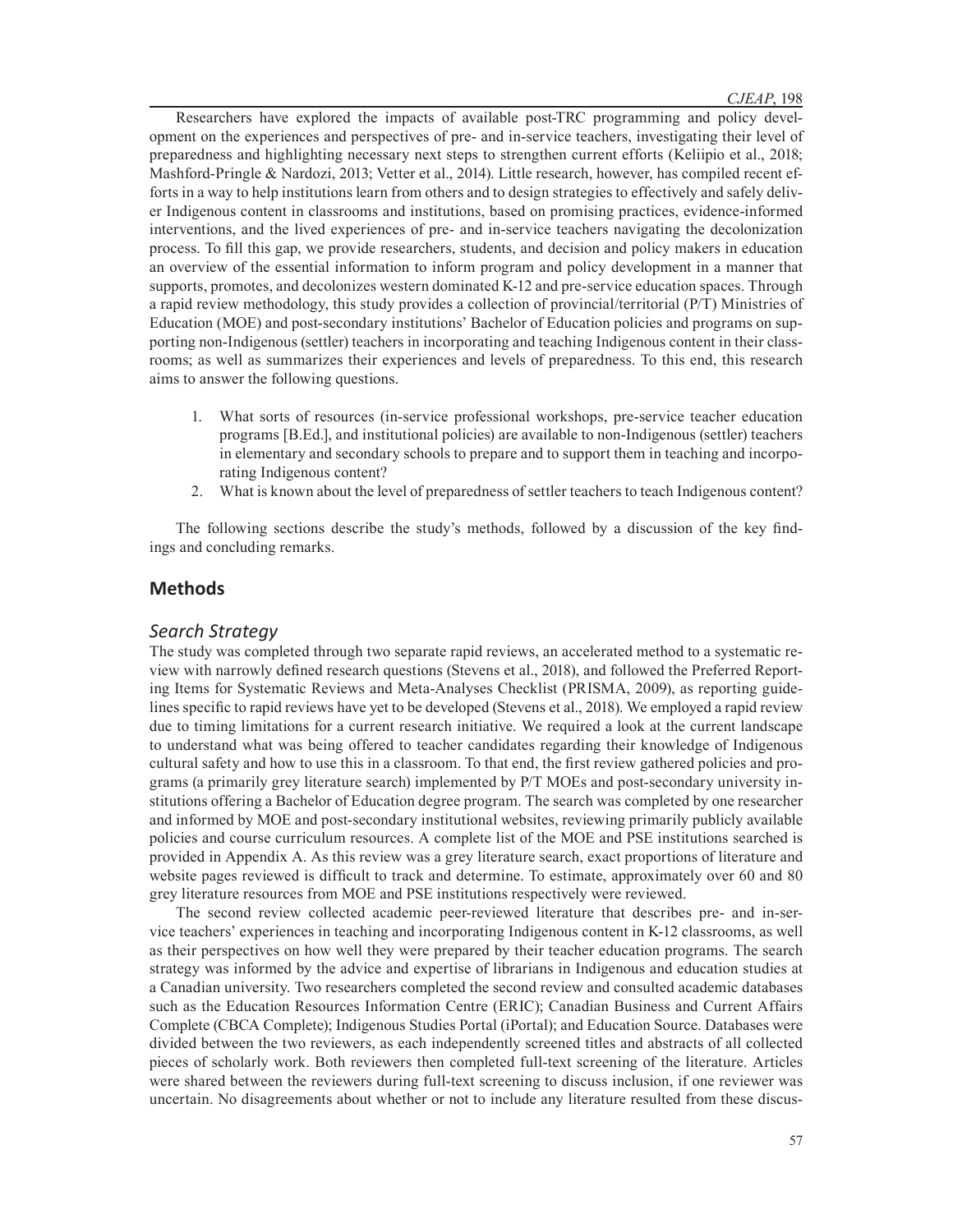Researchers have explored the impacts of available post-TRC programming and policy development on the experiences and perspectives of pre- and in-service teachers, investigating their level of preparedness and highlighting necessary next steps to strengthen current efforts (Keliipio et al., 2018; Mashford-Pringle & Nardozi, 2013; Vetter et al., 2014). Little research, however, has compiled recent efforts in a way to help institutions learn from others and to design strategies to effectively and safely deliver Indigenous content in classrooms and institutions, based on promising practices, evidence-informed interventions, and the lived experiences of pre- and in-service teachers navigating the decolonization process. To fill this gap, we provide researchers, students, and decision and policy makers in education an overview of the essential information to inform program and policy development in a manner that supports, promotes, and decolonizes western dominated K-12 and pre-service education spaces. Through a rapid review methodology, this study provides a collection of provincial/territorial (P/T) Ministries of Education (MOE) and post-secondary institutions' Bachelor of Education policies and programs on supporting non-Indigenous (settler) teachers in incorporating and teaching Indigenous content in their classrooms; as well as summarizes their experiences and levels of preparedness. To this end, this research aims to answer the following questions.

1. What sorts of resources (in-service professional workshops, pre-service teacher education programs [B.Ed.], and institutional policies) are available to non-Indigenous (settler) teachers in elementary and secondary schools to prepare and to support them in teaching and incorporating Indigenous content?
2. What is known about the level of preparedness of settler teachers to teach Indigenous content?

The following sections describe the study's methods, followed by a discussion of the key findings and concluding remarks.

## Methods

### *Search Strategy*

The study was completed through two separate rapid reviews, an accelerated method to a systematic review with narrowly defined research questions (Stevens et al., 2018), and followed the Preferred Reporting Items for Systematic Reviews and Meta-Analyses Checklist (PRISMA, 2009), as reporting guidelines specific to rapid reviews have yet to be developed (Stevens et al., 2018). We employed a rapid review due to timing limitations for a current research initiative. We required a look at the current landscape to understand what was being offered to teacher candidates regarding their knowledge of Indigenous cultural safety and how to use this in a classroom. To that end, the first review gathered policies and programs (a primarily grey literature search) implemented by P/T MOEs and post-secondary university institutions offering a Bachelor of Education degree program. The search was completed by one researcher and informed by MOE and post-secondary institutional websites, reviewing primarily publicly available policies and course curriculum resources. A complete list of the MOE and PSE institutions searched is provided in Appendix A. As this review was a grey literature search, exact proportions of literature and website pages reviewed is difficult to track and determine. To estimate, approximately over 60 and 80 grey literature resources from MOE and PSE institutions respectively were reviewed.

The second review collected academic peer-reviewed literature that describes pre- and in-service teachers' experiences in teaching and incorporating Indigenous content in K-12 classrooms, as well as their perspectives on how well they were prepared by their teacher education programs. The search strategy was informed by the advice and expertise of librarians in Indigenous and education studies at a Canadian university. Two researchers completed the second review and consulted academic databases such as the Education Resources Information Centre (ERIC); Canadian Business and Current Affairs Complete (CBCA Complete); Indigenous Studies Portal (iPortal); and Education Source. Databases were divided between the two reviewers, as each independently screened titles and abstracts of all collected pieces of scholarly work. Both reviewers then completed full-text screening of the literature. Articles were shared between the reviewers during full-text screening to discuss inclusion, if one reviewer was uncertain. No disagreements about whether or not to include any literature resulted from these discus-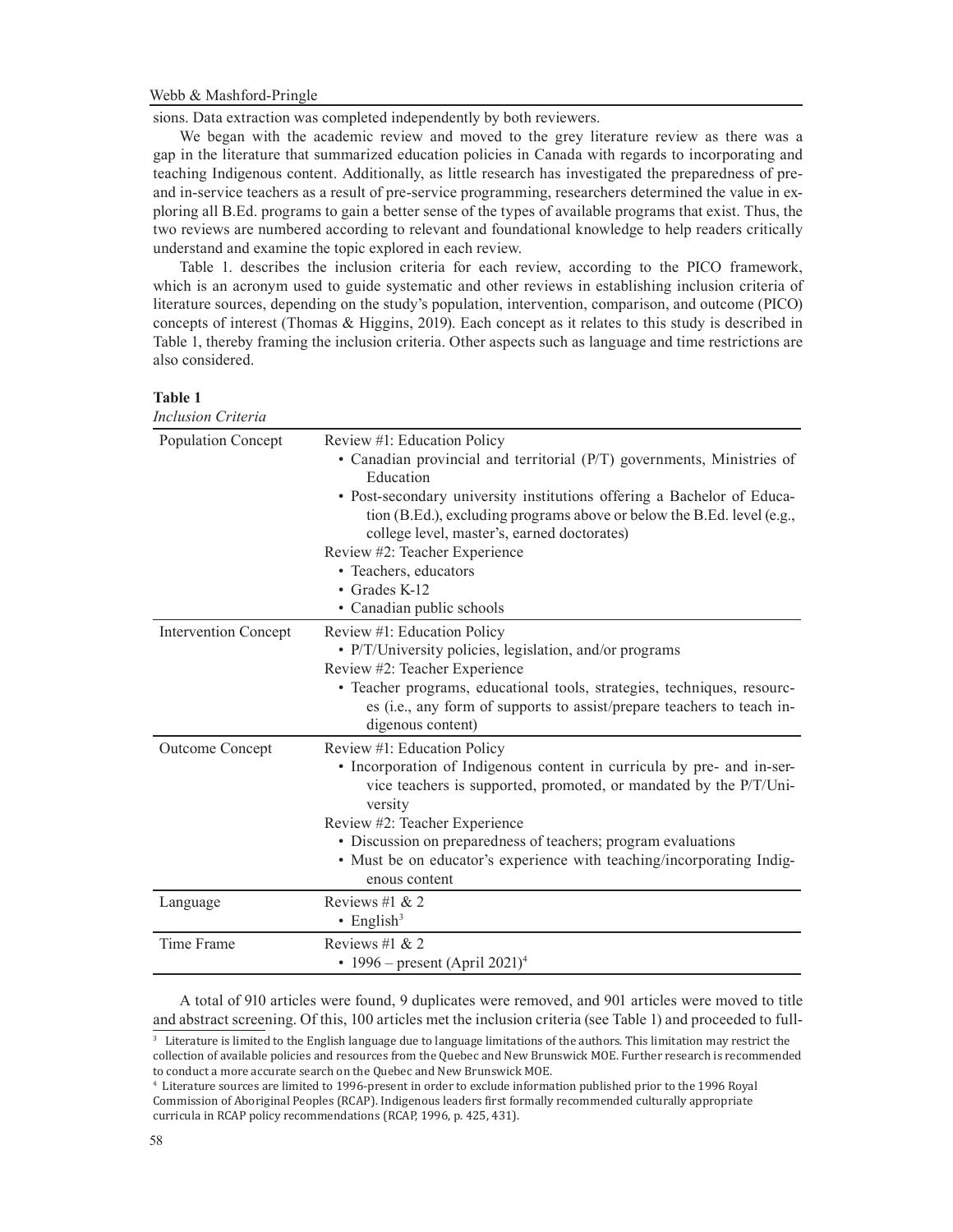sions. Data extraction was completed independently by both reviewers.

We began with the academic review and moved to the grey literature review as there was a gap in the literature that summarized education policies in Canada with regards to incorporating and teaching Indigenous content. Additionally, as little research has investigated the preparedness of pre- and in-service teachers as a result of pre-service programming, researchers determined the value in exploring all B.Ed. programs to gain a better sense of the types of available programs that exist. Thus, the two reviews are numbered according to relevant and foundational knowledge to help readers critically understand and examine the topic explored in each review.

Table 1. describes the inclusion criteria for each review, according to the PICO framework, which is an acronym used to guide systematic and other reviews in establishing inclusion criteria of literature sources, depending on the study's population, intervention, comparison, and outcome (PICO) concepts of interest (Thomas & Higgins, 2019). Each concept as it relates to this study is described in Table 1, thereby framing the inclusion criteria. Other aspects such as language and time restrictions are also considered.

**Table 1**
*Inclusion Criteria*

| | |
|---|---|
| Population Concept | Review #1: Education Policy<br>• Canadian provincial and territorial (P/T) governments, Ministries of Education<br>• Post-secondary university institutions offering a Bachelor of Education (B.Ed.), excluding programs above or below the B.Ed. level (e.g., college level, master's, earned doctorates)<br>Review #2: Teacher Experience<br>• Teachers, educators<br>• Grades K-12<br>• Canadian public schools |
| Intervention Concept | Review #1: Education Policy<br>• P/T/University policies, legislation, and/or programs<br>Review #2: Teacher Experience<br>• Teacher programs, educational tools, strategies, techniques, resources (i.e., any form of supports to assist/prepare teachers to teach indigenous content) |
| Outcome Concept | Review #1: Education Policy<br>• Incorporation of Indigenous content in curricula by pre- and in-service teachers is supported, promoted, or mandated by the P/T/University<br>Review #2: Teacher Experience<br>• Discussion on preparedness of teachers; program evaluations<br>• Must be on educator's experience with teaching/incorporating Indigenous content |
| Language | Reviews #1 & 2<br>• English[3] |
| Time Frame | Reviews #1 & 2<br>• 1996 – present (April 2021)[4] |

A total of 910 articles were found, 9 duplicates were removed, and 901 articles were moved to title and abstract screening. Of this, 100 articles met the inclusion criteria (see Table 1) and proceeded to full-

[3] Literature is limited to the English language due to language limitations of the authors. This limitation may restrict the collection of available policies and resources from the Quebec and New Brunswick MOE. Further research is recommended to conduct a more accurate search on the Quebec and New Brunswick MOE.

[4] Literature sources are limited to 1996-present in order to exclude information published prior to the 1996 Royal Commission of Aboriginal Peoples (RCAP). Indigenous leaders first formally recommended culturally appropriate curricula in RCAP policy recommendations (RCAP, 1996, p. 425, 431).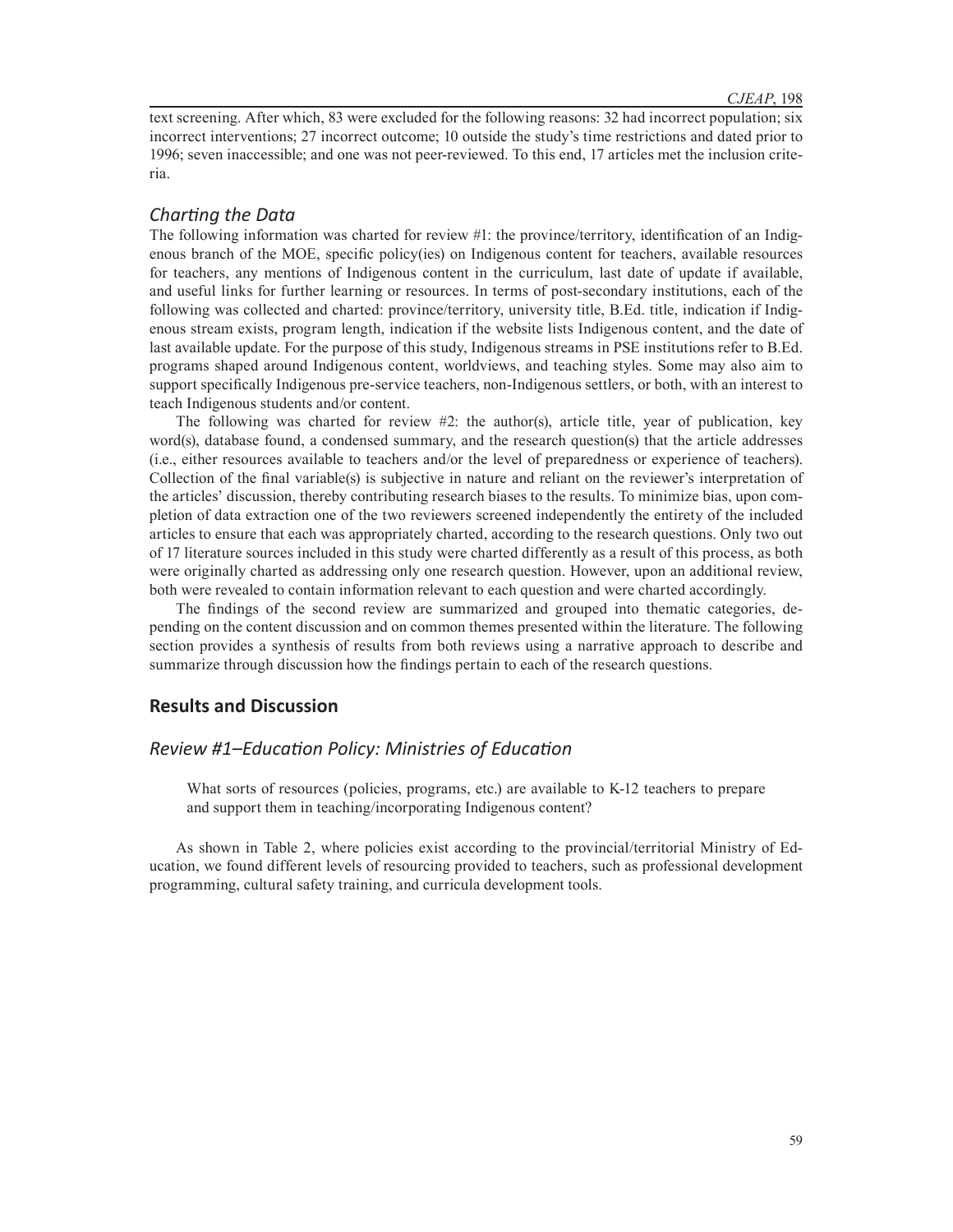text screening. After which, 83 were excluded for the following reasons: 32 had incorrect population; six incorrect interventions; 27 incorrect outcome; 10 outside the study's time restrictions and dated prior to 1996; seven inaccessible; and one was not peer-reviewed. To this end, 17 articles met the inclusion criteria.

### *Charting the Data*

The following information was charted for review #1: the province/territory, identification of an Indigenous branch of the MOE, specific policy(ies) on Indigenous content for teachers, available resources for teachers, any mentions of Indigenous content in the curriculum, last date of update if available, and useful links for further learning or resources. In terms of post-secondary institutions, each of the following was collected and charted: province/territory, university title, B.Ed. title, indication if Indigenous stream exists, program length, indication if the website lists Indigenous content, and the date of last available update. For the purpose of this study, Indigenous streams in PSE institutions refer to B.Ed. programs shaped around Indigenous content, worldviews, and teaching styles. Some may also aim to support specifically Indigenous pre-service teachers, non-Indigenous settlers, or both, with an interest to teach Indigenous students and/or content.

The following was charted for review #2: the author(s), article title, year of publication, key word(s), database found, a condensed summary, and the research question(s) that the article addresses (i.e., either resources available to teachers and/or the level of preparedness or experience of teachers). Collection of the final variable(s) is subjective in nature and reliant on the reviewer's interpretation of the articles' discussion, thereby contributing research biases to the results. To minimize bias, upon completion of data extraction one of the two reviewers screened independently the entirety of the included articles to ensure that each was appropriately charted, according to the research questions. Only two out of 17 literature sources included in this study were charted differently as a result of this process, as both were originally charted as addressing only one research question. However, upon an additional review, both were revealed to contain information relevant to each question and were charted accordingly.

The findings of the second review are summarized and grouped into thematic categories, depending on the content discussion and on common themes presented within the literature. The following section provides a synthesis of results from both reviews using a narrative approach to describe and summarize through discussion how the findings pertain to each of the research questions.

## Results and Discussion

### *Review #1–Education Policy: Ministries of Education*

> What sorts of resources (policies, programs, etc.) are available to K-12 teachers to prepare and support them in teaching/incorporating Indigenous content?

As shown in Table 2, where policies exist according to the provincial/territorial Ministry of Education, we found different levels of resourcing provided to teachers, such as professional development programming, cultural safety training, and curricula development tools.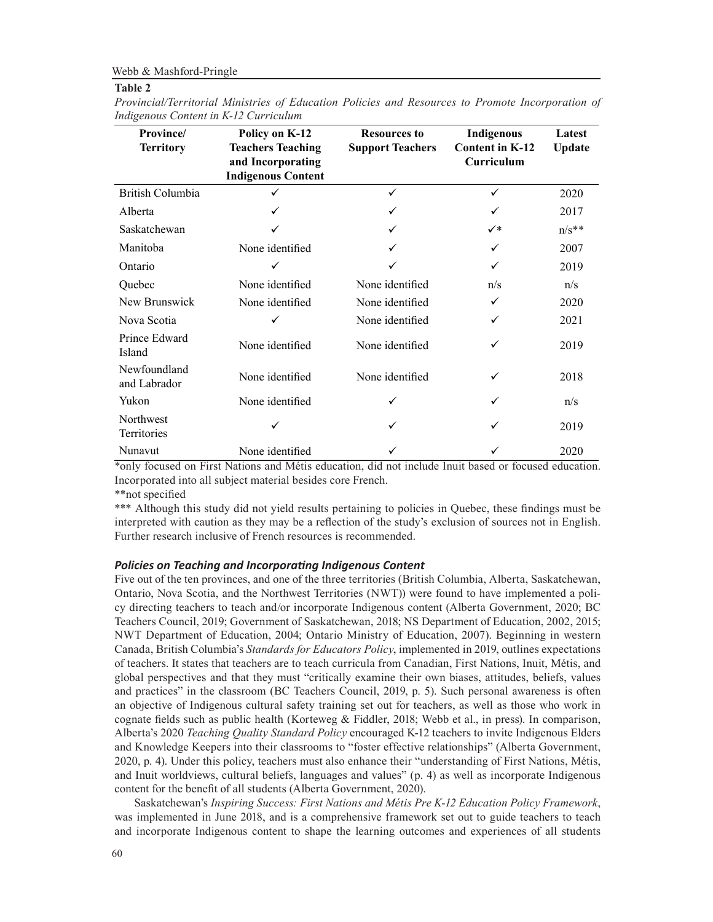**Table 2**

*Provincial/Territorial Ministries of Education Policies and Resources to Promote Incorporation of Indigenous Content in K-12 Curriculum*

| Province/ Territory | Policy on K-12 Teachers Teaching and Incorporating Indigenous Content | Resources to Support Teachers | Indigenous Content in K-12 Curriculum | Latest Update |
|---|---|---|---|---|
| British Columbia | ✓ | ✓ | ✓ | 2020 |
| Alberta | ✓ | ✓ | ✓ | 2017 |
| Saskatchewan | ✓ | ✓ | ✓* | n/s** |
| Manitoba | None identified | ✓ | ✓ | 2007 |
| Ontario | ✓ | ✓ | ✓ | 2019 |
| Quebec | None identified | None identified | n/s | n/s |
| New Brunswick | None identified | None identified | ✓ | 2020 |
| Nova Scotia | ✓ | None identified | ✓ | 2021 |
| Prince Edward Island | None identified | None identified | ✓ | 2019 |
| Newfoundland and Labrador | None identified | None identified | ✓ | 2018 |
| Yukon | None identified | ✓ | ✓ | n/s |
| Northwest Territories | ✓ | ✓ | ✓ | 2019 |
| Nunavut | None identified | ✓ | ✓ | 2020 |

*only focused on First Nations and Métis education, did not include Inuit based or focused education. Incorporated into all subject material besides core French.

**not specified

*** Although this study did not yield results pertaining to policies in Quebec, these findings must be interpreted with caution as they may be a reflection of the study's exclusion of sources not in English. Further research inclusive of French resources is recommended.

### *Policies on Teaching and Incorporating Indigenous Content*

Five out of the ten provinces, and one of the three territories (British Columbia, Alberta, Saskatchewan, Ontario, Nova Scotia, and the Northwest Territories (NWT)) were found to have implemented a policy directing teachers to teach and/or incorporate Indigenous content (Alberta Government, 2020; BC Teachers Council, 2019; Government of Saskatchewan, 2018; NS Department of Education, 2002, 2015; NWT Department of Education, 2004; Ontario Ministry of Education, 2007). Beginning in western Canada, British Columbia's *Standards for Educators Policy*, implemented in 2019, outlines expectations of teachers. It states that teachers are to teach curricula from Canadian, First Nations, Inuit, Métis, and global perspectives and that they must "critically examine their own biases, attitudes, beliefs, values and practices" in the classroom (BC Teachers Council, 2019, p. 5). Such personal awareness is often an objective of Indigenous cultural safety training set out for teachers, as well as those who work in cognate fields such as public health (Korteweg & Fiddler, 2018; Webb et al., in press). In comparison, Alberta's 2020 *Teaching Quality Standard Policy* encouraged K-12 teachers to invite Indigenous Elders and Knowledge Keepers into their classrooms to "foster effective relationships" (Alberta Government, 2020, p. 4). Under this policy, teachers must also enhance their "understanding of First Nations, Métis, and Inuit worldviews, cultural beliefs, languages and values" (p. 4) as well as incorporate Indigenous content for the benefit of all students (Alberta Government, 2020).

Saskatchewan's *Inspiring Success: First Nations and Métis Pre K-12 Education Policy Framework*, was implemented in June 2018, and is a comprehensive framework set out to guide teachers to teach and incorporate Indigenous content to shape the learning outcomes and experiences of all students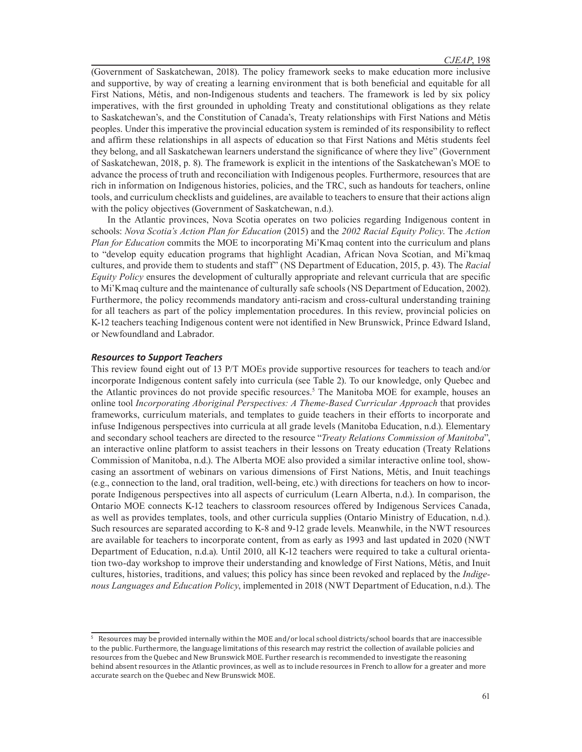(Government of Saskatchewan, 2018). The policy framework seeks to make education more inclusive and supportive, by way of creating a learning environment that is both beneficial and equitable for all First Nations, Métis, and non-Indigenous students and teachers. The framework is led by six policy imperatives, with the first grounded in upholding Treaty and constitutional obligations as they relate to Saskatchewan's, and the Constitution of Canada's, Treaty relationships with First Nations and Métis peoples. Under this imperative the provincial education system is reminded of its responsibility to reflect and affirm these relationships in all aspects of education so that First Nations and Métis students feel they belong, and all Saskatchewan learners understand the significance of where they live" (Government of Saskatchewan, 2018, p. 8). The framework is explicit in the intentions of the Saskatchewan's MOE to advance the process of truth and reconciliation with Indigenous peoples. Furthermore, resources that are rich in information on Indigenous histories, policies, and the TRC, such as handouts for teachers, online tools, and curriculum checklists and guidelines, are available to teachers to ensure that their actions align with the policy objectives (Government of Saskatchewan, n.d.).

In the Atlantic provinces, Nova Scotia operates on two policies regarding Indigenous content in schools: *Nova Scotia's Action Plan for Education* (2015) and the *2002 Racial Equity Policy*. The *Action Plan for Education* commits the MOE to incorporating Mi'Kmaq content into the curriculum and plans to "develop equity education programs that highlight Acadian, African Nova Scotian, and Mi'kmaq cultures, and provide them to students and staff" (NS Department of Education, 2015, p. 43). The *Racial Equity Policy* ensures the development of culturally appropriate and relevant curricula that are specific to Mi'Kmaq culture and the maintenance of culturally safe schools (NS Department of Education, 2002). Furthermore, the policy recommends mandatory anti-racism and cross-cultural understanding training for all teachers as part of the policy implementation procedures. In this review, provincial policies on K-12 teachers teaching Indigenous content were not identified in New Brunswick, Prince Edward Island, or Newfoundland and Labrador.

### *Resources to Support Teachers*

This review found eight out of 13 P/T MOEs provide supportive resources for teachers to teach and/or incorporate Indigenous content safely into curricula (see Table 2). To our knowledge, only Quebec and the Atlantic provinces do not provide specific resources.[5] The Manitoba MOE for example, houses an online tool *Incorporating Aboriginal Perspectives: A Theme-Based Curricular Approach* that provides frameworks, curriculum materials, and templates to guide teachers in their efforts to incorporate and infuse Indigenous perspectives into curricula at all grade levels (Manitoba Education, n.d.). Elementary and secondary school teachers are directed to the resource "*Treaty Relations Commission of Manitoba*", an interactive online platform to assist teachers in their lessons on Treaty education (Treaty Relations Commission of Manitoba, n.d.). The Alberta MOE also provided a similar interactive online tool, showcasing an assortment of webinars on various dimensions of First Nations, Métis, and Inuit teachings (e.g., connection to the land, oral tradition, well-being, etc.) with directions for teachers on how to incorporate Indigenous perspectives into all aspects of curriculum (Learn Alberta, n.d.). In comparison, the Ontario MOE connects K-12 teachers to classroom resources offered by Indigenous Services Canada, as well as provides templates, tools, and other curricula supplies (Ontario Ministry of Education, n.d.). Such resources are separated according to K-8 and 9-12 grade levels. Meanwhile, in the NWT resources are available for teachers to incorporate content, from as early as 1993 and last updated in 2020 (NWT Department of Education, n.d.a). Until 2010, all K-12 teachers were required to take a cultural orientation two-day workshop to improve their understanding and knowledge of First Nations, Métis, and Inuit cultures, histories, traditions, and values; this policy has since been revoked and replaced by the *Indigenous Languages and Education Policy*, implemented in 2018 (NWT Department of Education, n.d.). The

[5] Resources may be provided internally within the MOE and/or local school districts/school boards that are inaccessible to the public. Furthermore, the language limitations of this research may restrict the collection of available policies and resources from the Quebec and New Brunswick MOE. Further research is recommended to investigate the reasoning behind absent resources in the Atlantic provinces, as well as to include resources in French to allow for a greater and more accurate search on the Quebec and New Brunswick MOE.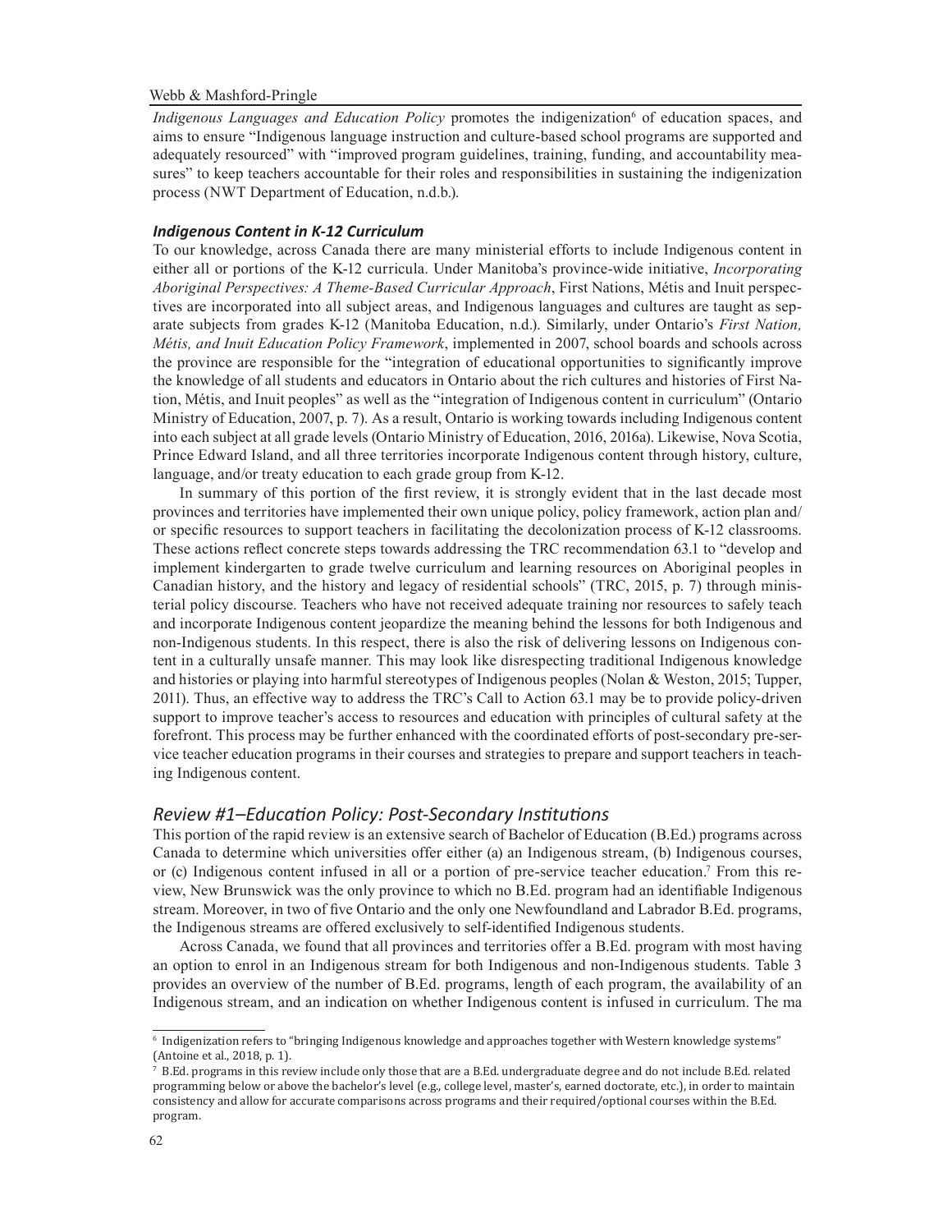*Indigenous Languages and Education Policy* promotes the indigenization[6] of education spaces, and aims to ensure "Indigenous language instruction and culture-based school programs are supported and adequately resourced" with "improved program guidelines, training, funding, and accountability measures" to keep teachers accountable for their roles and responsibilities in sustaining the indigenization process (NWT Department of Education, n.d.b.).

### *Indigenous Content in K-12 Curriculum*

To our knowledge, across Canada there are many ministerial efforts to include Indigenous content in either all or portions of the K-12 curricula. Under Manitoba's province-wide initiative, *Incorporating Aboriginal Perspectives: A Theme-Based Curricular Approach*, First Nations, Métis and Inuit perspectives are incorporated into all subject areas, and Indigenous languages and cultures are taught as separate subjects from grades K-12 (Manitoba Education, n.d.). Similarly, under Ontario's *First Nation, Métis, and Inuit Education Policy Framework*, implemented in 2007, school boards and schools across the province are responsible for the "integration of educational opportunities to significantly improve the knowledge of all students and educators in Ontario about the rich cultures and histories of First Nation, Métis, and Inuit peoples" as well as the "integration of Indigenous content in curriculum" (Ontario Ministry of Education, 2007, p. 7). As a result, Ontario is working towards including Indigenous content into each subject at all grade levels (Ontario Ministry of Education, 2016, 2016a). Likewise, Nova Scotia, Prince Edward Island, and all three territories incorporate Indigenous content through history, culture, language, and/or treaty education to each grade group from K-12.

In summary of this portion of the first review, it is strongly evident that in the last decade most provinces and territories have implemented their own unique policy, policy framework, action plan and/or specific resources to support teachers in facilitating the decolonization process of K-12 classrooms. These actions reflect concrete steps towards addressing the TRC recommendation 63.1 to "develop and implement kindergarten to grade twelve curriculum and learning resources on Aboriginal peoples in Canadian history, and the history and legacy of residential schools" (TRC, 2015, p. 7) through ministerial policy discourse. Teachers who have not received adequate training nor resources to safely teach and incorporate Indigenous content jeopardize the meaning behind the lessons for both Indigenous and non-Indigenous students. In this respect, there is also the risk of delivering lessons on Indigenous content in a culturally unsafe manner. This may look like disrespecting traditional Indigenous knowledge and histories or playing into harmful stereotypes of Indigenous peoples (Nolan & Weston, 2015; Tupper, 2011). Thus, an effective way to address the TRC's Call to Action 63.1 may be to provide policy-driven support to improve teacher's access to resources and education with principles of cultural safety at the forefront. This process may be further enhanced with the coordinated efforts of post-secondary pre-service teacher education programs in their courses and strategies to prepare and support teachers in teaching Indigenous content.

## *Review #1–Education Policy: Post-Secondary Institutions*

This portion of the rapid review is an extensive search of Bachelor of Education (B.Ed.) programs across Canada to determine which universities offer either (a) an Indigenous stream, (b) Indigenous courses, or (c) Indigenous content infused in all or a portion of pre-service teacher education.[7] From this review, New Brunswick was the only province to which no B.Ed. program had an identifiable Indigenous stream. Moreover, in two of five Ontario and the only one Newfoundland and Labrador B.Ed. programs, the Indigenous streams are offered exclusively to self-identified Indigenous students.

Across Canada, we found that all provinces and territories offer a B.Ed. program with most having an option to enrol in an Indigenous stream for both Indigenous and non-Indigenous students. Table 3 provides an overview of the number of B.Ed. programs, length of each program, the availability of an Indigenous stream, and an indication on whether Indigenous content is infused in curriculum. The ma

---

[6] Indigenization refers to "bringing Indigenous knowledge and approaches together with Western knowledge systems" (Antoine et al., 2018, p. 1).

[7] B.Ed. programs in this review include only those that are a B.Ed. undergraduate degree and do not include B.Ed. related programming below or above the bachelor's level (e.g., college level, master's, earned doctorate, etc.), in order to maintain consistency and allow for accurate comparisons across programs and their required/optional courses within the B.Ed. program.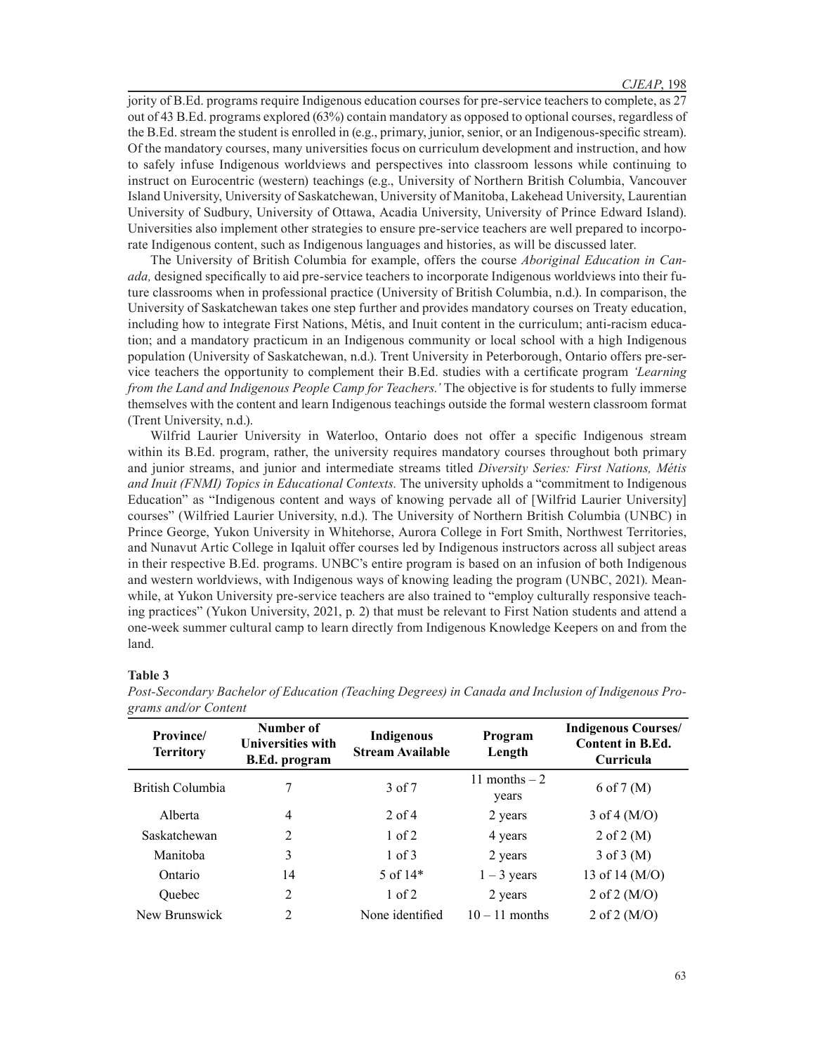jority of B.Ed. programs require Indigenous education courses for pre-service teachers to complete, as 27 out of 43 B.Ed. programs explored (63%) contain mandatory as opposed to optional courses, regardless of the B.Ed. stream the student is enrolled in (e.g., primary, junior, senior, or an Indigenous-specific stream). Of the mandatory courses, many universities focus on curriculum development and instruction, and how to safely infuse Indigenous worldviews and perspectives into classroom lessons while continuing to instruct on Eurocentric (western) teachings (e.g., University of Northern British Columbia, Vancouver Island University, University of Saskatchewan, University of Manitoba, Lakehead University, Laurentian University of Sudbury, University of Ottawa, Acadia University, University of Prince Edward Island). Universities also implement other strategies to ensure pre-service teachers are well prepared to incorporate Indigenous content, such as Indigenous languages and histories, as will be discussed later.

The University of British Columbia for example, offers the course *Aboriginal Education in Canada,* designed specifically to aid pre-service teachers to incorporate Indigenous worldviews into their future classrooms when in professional practice (University of British Columbia, n.d.). In comparison, the University of Saskatchewan takes one step further and provides mandatory courses on Treaty education, including how to integrate First Nations, Métis, and Inuit content in the curriculum; anti-racism education; and a mandatory practicum in an Indigenous community or local school with a high Indigenous population (University of Saskatchewan, n.d.). Trent University in Peterborough, Ontario offers pre-service teachers the opportunity to complement their B.Ed. studies with a certificate program *'Learning from the Land and Indigenous People Camp for Teachers.'* The objective is for students to fully immerse themselves with the content and learn Indigenous teachings outside the formal western classroom format (Trent University, n.d.).

Wilfrid Laurier University in Waterloo, Ontario does not offer a specific Indigenous stream within its B.Ed. program, rather, the university requires mandatory courses throughout both primary and junior streams, and junior and intermediate streams titled *Diversity Series: First Nations, Métis and Inuit (FNMI) Topics in Educational Contexts.* The university upholds a "commitment to Indigenous Education" as "Indigenous content and ways of knowing pervade all of [Wilfrid Laurier University] courses" (Wilfried Laurier University, n.d.). The University of Northern British Columbia (UNBC) in Prince George, Yukon University in Whitehorse, Aurora College in Fort Smith, Northwest Territories, and Nunavut Artic College in Iqaluit offer courses led by Indigenous instructors across all subject areas in their respective B.Ed. programs. UNBC's entire program is based on an infusion of both Indigenous and western worldviews, with Indigenous ways of knowing leading the program (UNBC, 2021). Meanwhile, at Yukon University pre-service teachers are also trained to "employ culturally responsive teaching practices" (Yukon University, 2021, p. 2) that must be relevant to First Nation students and attend a one-week summer cultural camp to learn directly from Indigenous Knowledge Keepers on and from the land.

**Table 3**

*Post-Secondary Bachelor of Education (Teaching Degrees) in Canada and Inclusion of Indigenous Programs and/or Content*

| Province/ Territory | Number of Universities with B.Ed. program | Indigenous Stream Available | Program Length | Indigenous Courses/ Content in B.Ed. Curricula |
|---|---|---|---|---|
| British Columbia | 7 | 3 of 7 | 11 months – 2 years | 6 of 7 (M) |
| Alberta | 4 | 2 of 4 | 2 years | 3 of 4 (M/O) |
| Saskatchewan | 2 | 1 of 2 | 4 years | 2 of 2 (M) |
| Manitoba | 3 | 1 of 3 | 2 years | 3 of 3 (M) |
| Ontario | 14 | 5 of 14* | 1 – 3 years | 13 of 14 (M/O) |
| Quebec | 2 | 1 of 2 | 2 years | 2 of 2 (M/O) |
| New Brunswick | 2 | None identified | 10 – 11 months | 2 of 2 (M/O) |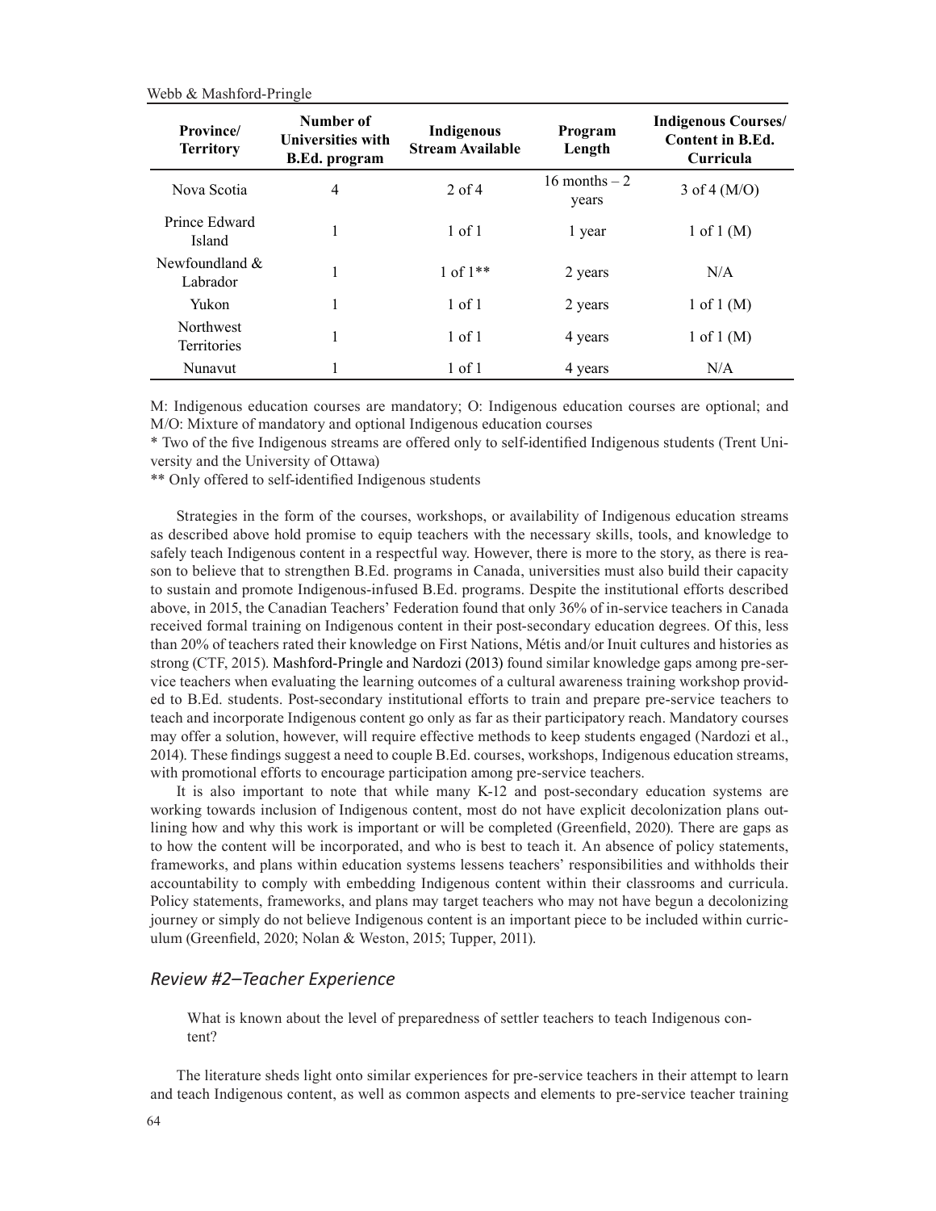| Province/ Territory | Number of Universities with B.Ed. program | Indigenous Stream Available | Program Length | Indigenous Courses/ Content in B.Ed. Curricula |
|---|---|---|---|---|
| Nova Scotia | 4 | 2 of 4 | 16 months – 2 years | 3 of 4 (M/O) |
| Prince Edward Island | 1 | 1 of 1 | 1 year | 1 of 1 (M) |
| Newfoundland & Labrador | 1 | 1 of 1** | 2 years | N/A |
| Yukon | 1 | 1 of 1 | 2 years | 1 of 1 (M) |
| Northwest Territories | 1 | 1 of 1 | 4 years | 1 of 1 (M) |
| Nunavut | 1 | 1 of 1 | 4 years | N/A |

M: Indigenous education courses are mandatory; O: Indigenous education courses are optional; and M/O: Mixture of mandatory and optional Indigenous education courses

* Two of the five Indigenous streams are offered only to self-identified Indigenous students (Trent University and the University of Ottawa)

** Only offered to self-identified Indigenous students

Strategies in the form of the courses, workshops, or availability of Indigenous education streams as described above hold promise to equip teachers with the necessary skills, tools, and knowledge to safely teach Indigenous content in a respectful way. However, there is more to the story, as there is reason to believe that to strengthen B.Ed. programs in Canada, universities must also build their capacity to sustain and promote Indigenous-infused B.Ed. programs. Despite the institutional efforts described above, in 2015, the Canadian Teachers' Federation found that only 36% of in-service teachers in Canada received formal training on Indigenous content in their post-secondary education degrees. Of this, less than 20% of teachers rated their knowledge on First Nations, Métis and/or Inuit cultures and histories as strong (CTF, 2015). Mashford-Pringle and Nardozi (2013) found similar knowledge gaps among pre-service teachers when evaluating the learning outcomes of a cultural awareness training workshop provided to B.Ed. students. Post-secondary institutional efforts to train and prepare pre-service teachers to teach and incorporate Indigenous content go only as far as their participatory reach. Mandatory courses may offer a solution, however, will require effective methods to keep students engaged (Nardozi et al., 2014). These findings suggest a need to couple B.Ed. courses, workshops, Indigenous education streams, with promotional efforts to encourage participation among pre-service teachers.

It is also important to note that while many K-12 and post-secondary education systems are working towards inclusion of Indigenous content, most do not have explicit decolonization plans outlining how and why this work is important or will be completed (Greenfield, 2020). There are gaps as to how the content will be incorporated, and who is best to teach it. An absence of policy statements, frameworks, and plans within education systems lessens teachers' responsibilities and withholds their accountability to comply with embedding Indigenous content within their classrooms and curricula. Policy statements, frameworks, and plans may target teachers who may not have begun a decolonizing journey or simply do not believe Indigenous content is an important piece to be included within curriculum (Greenfield, 2020; Nolan & Weston, 2015; Tupper, 2011).

### *Review #2–Teacher Experience*

> What is known about the level of preparedness of settler teachers to teach Indigenous content?

The literature sheds light onto similar experiences for pre-service teachers in their attempt to learn and teach Indigenous content, as well as common aspects and elements to pre-service teacher training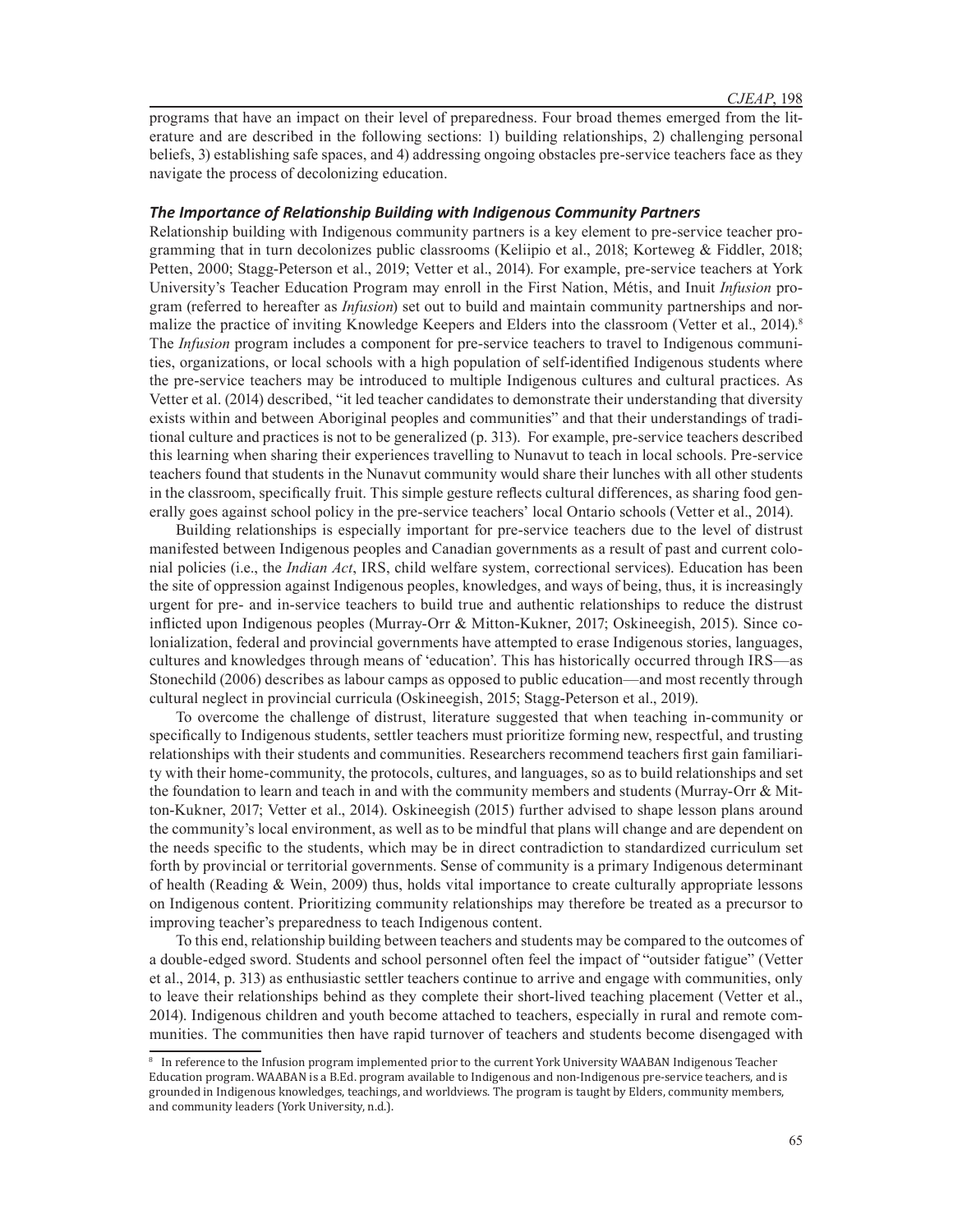programs that have an impact on their level of preparedness. Four broad themes emerged from the literature and are described in the following sections: 1) building relationships, 2) challenging personal beliefs, 3) establishing safe spaces, and 4) addressing ongoing obstacles pre-service teachers face as they navigate the process of decolonizing education.

### *The Importance of Relationship Building with Indigenous Community Partners*

Relationship building with Indigenous community partners is a key element to pre-service teacher programming that in turn decolonizes public classrooms (Keliipio et al., 2018; Korteweg & Fiddler, 2018; Petten, 2000; Stagg-Peterson et al., 2019; Vetter et al., 2014). For example, pre-service teachers at York University's Teacher Education Program may enroll in the First Nation, Métis, and Inuit *Infusion* program (referred to hereafter as *Infusion*) set out to build and maintain community partnerships and normalize the practice of inviting Knowledge Keepers and Elders into the classroom (Vetter et al., 2014).[8] The *Infusion* program includes a component for pre-service teachers to travel to Indigenous communities, organizations, or local schools with a high population of self-identified Indigenous students where the pre-service teachers may be introduced to multiple Indigenous cultures and cultural practices. As Vetter et al. (2014) described, "it led teacher candidates to demonstrate their understanding that diversity exists within and between Aboriginal peoples and communities" and that their understandings of traditional culture and practices is not to be generalized (p. 313). For example, pre-service teachers described this learning when sharing their experiences travelling to Nunavut to teach in local schools. Pre-service teachers found that students in the Nunavut community would share their lunches with all other students in the classroom, specifically fruit. This simple gesture reflects cultural differences, as sharing food generally goes against school policy in the pre-service teachers' local Ontario schools (Vetter et al., 2014).

Building relationships is especially important for pre-service teachers due to the level of distrust manifested between Indigenous peoples and Canadian governments as a result of past and current colonial policies (i.e., the *Indian Act*, IRS, child welfare system, correctional services). Education has been the site of oppression against Indigenous peoples, knowledges, and ways of being, thus, it is increasingly urgent for pre- and in-service teachers to build true and authentic relationships to reduce the distrust inflicted upon Indigenous peoples (Murray-Orr & Mitton-Kukner, 2017; Oskineegish, 2015). Since colonialization, federal and provincial governments have attempted to erase Indigenous stories, languages, cultures and knowledges through means of 'education'. This has historically occurred through IRS—as Stonechild (2006) describes as labour camps as opposed to public education—and most recently through cultural neglect in provincial curricula (Oskineegish, 2015; Stagg-Peterson et al., 2019).

To overcome the challenge of distrust, literature suggested that when teaching in-community or specifically to Indigenous students, settler teachers must prioritize forming new, respectful, and trusting relationships with their students and communities. Researchers recommend teachers first gain familiarity with their home-community, the protocols, cultures, and languages, so as to build relationships and set the foundation to learn and teach in and with the community members and students (Murray-Orr & Mitton-Kukner, 2017; Vetter et al., 2014). Oskineegish (2015) further advised to shape lesson plans around the community's local environment, as well as to be mindful that plans will change and are dependent on the needs specific to the students, which may be in direct contradiction to standardized curriculum set forth by provincial or territorial governments. Sense of community is a primary Indigenous determinant of health (Reading & Wein, 2009) thus, holds vital importance to create culturally appropriate lessons on Indigenous content. Prioritizing community relationships may therefore be treated as a precursor to improving teacher's preparedness to teach Indigenous content.

To this end, relationship building between teachers and students may be compared to the outcomes of a double-edged sword. Students and school personnel often feel the impact of "outsider fatigue" (Vetter et al., 2014, p. 313) as enthusiastic settler teachers continue to arrive and engage with communities, only to leave their relationships behind as they complete their short-lived teaching placement (Vetter et al., 2014). Indigenous children and youth become attached to teachers, especially in rural and remote communities. The communities then have rapid turnover of teachers and students become disengaged with

[8] In reference to the Infusion program implemented prior to the current York University WAABAN Indigenous Teacher Education program. WAABAN is a B.Ed. program available to Indigenous and non-Indigenous pre-service teachers, and is grounded in Indigenous knowledges, teachings, and worldviews. The program is taught by Elders, community members, and community leaders (York University, n.d.).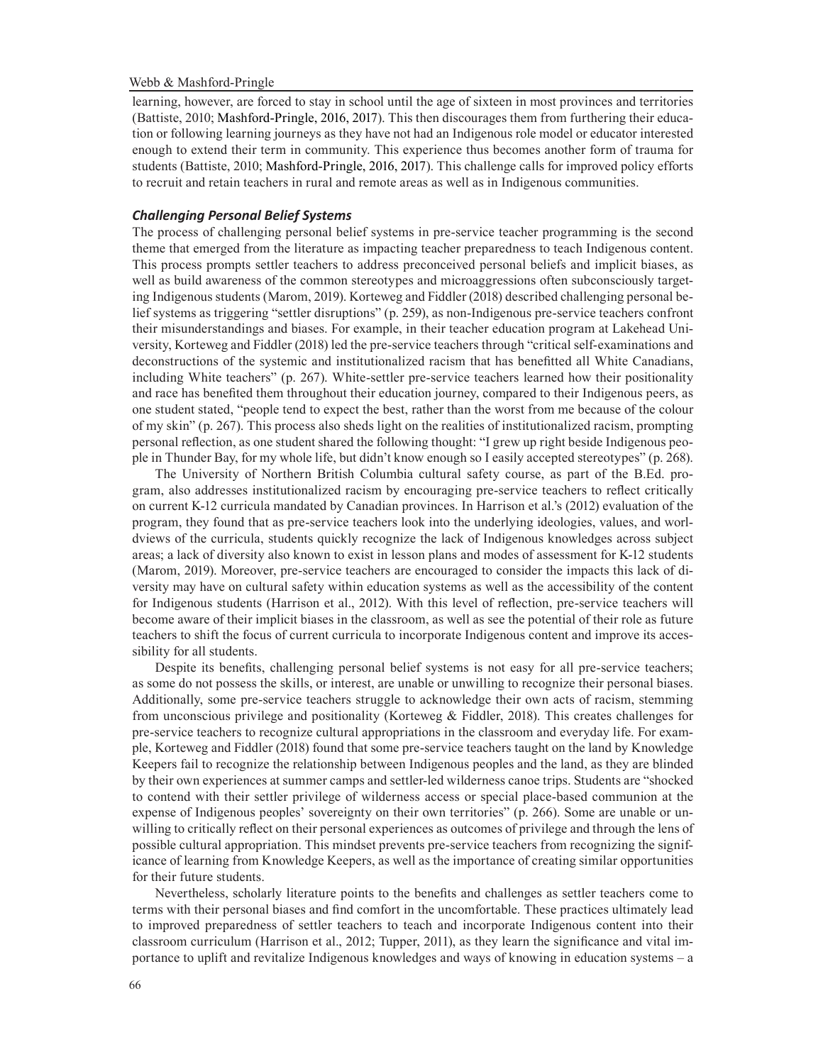learning, however, are forced to stay in school until the age of sixteen in most provinces and territories (Battiste, 2010; Mashford-Pringle, 2016, 2017). This then discourages them from furthering their education or following learning journeys as they have not had an Indigenous role model or educator interested enough to extend their term in community. This experience thus becomes another form of trauma for students (Battiste, 2010; Mashford-Pringle, 2016, 2017). This challenge calls for improved policy efforts to recruit and retain teachers in rural and remote areas as well as in Indigenous communities.

### *Challenging Personal Belief Systems*

The process of challenging personal belief systems in pre-service teacher programming is the second theme that emerged from the literature as impacting teacher preparedness to teach Indigenous content. This process prompts settler teachers to address preconceived personal beliefs and implicit biases, as well as build awareness of the common stereotypes and microaggressions often subconsciously targeting Indigenous students (Marom, 2019). Korteweg and Fiddler (2018) described challenging personal belief systems as triggering "settler disruptions" (p. 259), as non-Indigenous pre-service teachers confront their misunderstandings and biases. For example, in their teacher education program at Lakehead University, Korteweg and Fiddler (2018) led the pre-service teachers through "critical self-examinations and deconstructions of the systemic and institutionalized racism that has benefitted all White Canadians, including White teachers" (p. 267). White-settler pre-service teachers learned how their positionality and race has benefited them throughout their education journey, compared to their Indigenous peers, as one student stated, "people tend to expect the best, rather than the worst from me because of the colour of my skin" (p. 267). This process also sheds light on the realities of institutionalized racism, prompting personal reflection, as one student shared the following thought: "I grew up right beside Indigenous people in Thunder Bay, for my whole life, but didn't know enough so I easily accepted stereotypes" (p. 268).

The University of Northern British Columbia cultural safety course, as part of the B.Ed. program, also addresses institutionalized racism by encouraging pre-service teachers to reflect critically on current K-12 curricula mandated by Canadian provinces. In Harrison et al.'s (2012) evaluation of the program, they found that as pre-service teachers look into the underlying ideologies, values, and worldviews of the curricula, students quickly recognize the lack of Indigenous knowledges across subject areas; a lack of diversity also known to exist in lesson plans and modes of assessment for K-12 students (Marom, 2019). Moreover, pre-service teachers are encouraged to consider the impacts this lack of diversity may have on cultural safety within education systems as well as the accessibility of the content for Indigenous students (Harrison et al., 2012). With this level of reflection, pre-service teachers will become aware of their implicit biases in the classroom, as well as see the potential of their role as future teachers to shift the focus of current curricula to incorporate Indigenous content and improve its accessibility for all students.

Despite its benefits, challenging personal belief systems is not easy for all pre-service teachers; as some do not possess the skills, or interest, are unable or unwilling to recognize their personal biases. Additionally, some pre-service teachers struggle to acknowledge their own acts of racism, stemming from unconscious privilege and positionality (Korteweg & Fiddler, 2018). This creates challenges for pre-service teachers to recognize cultural appropriations in the classroom and everyday life. For example, Korteweg and Fiddler (2018) found that some pre-service teachers taught on the land by Knowledge Keepers fail to recognize the relationship between Indigenous peoples and the land, as they are blinded by their own experiences at summer camps and settler-led wilderness canoe trips. Students are "shocked to contend with their settler privilege of wilderness access or special place-based communion at the expense of Indigenous peoples' sovereignty on their own territories" (p. 266). Some are unable or unwilling to critically reflect on their personal experiences as outcomes of privilege and through the lens of possible cultural appropriation. This mindset prevents pre-service teachers from recognizing the significance of learning from Knowledge Keepers, as well as the importance of creating similar opportunities for their future students.

Nevertheless, scholarly literature points to the benefits and challenges as settler teachers come to terms with their personal biases and find comfort in the uncomfortable. These practices ultimately lead to improved preparedness of settler teachers to teach and incorporate Indigenous content into their classroom curriculum (Harrison et al., 2012; Tupper, 2011), as they learn the significance and vital importance to uplift and revitalize Indigenous knowledges and ways of knowing in education systems – a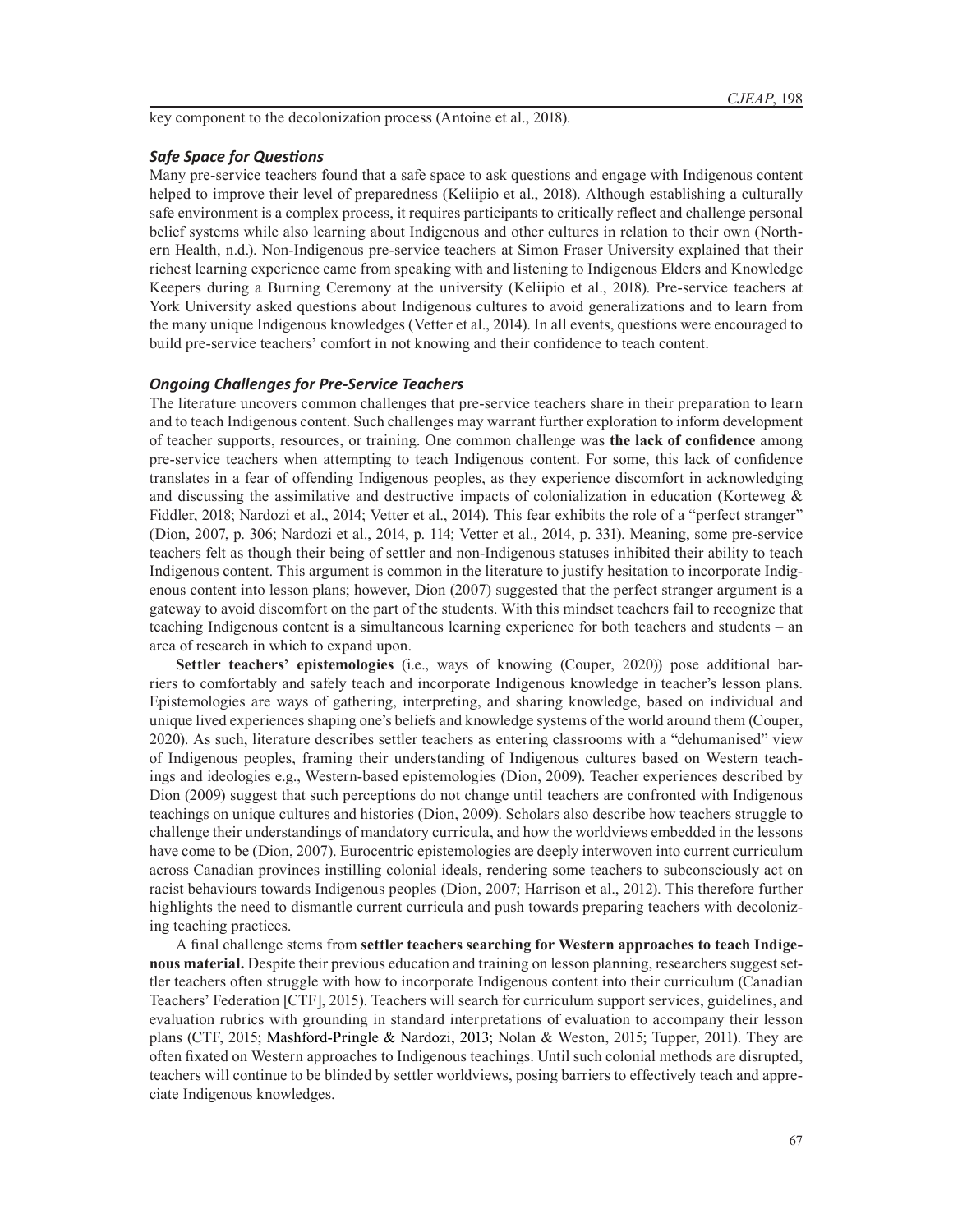key component to the decolonization process (Antoine et al., 2018).

### *Safe Space for Questions*

Many pre-service teachers found that a safe space to ask questions and engage with Indigenous content helped to improve their level of preparedness (Keliipio et al., 2018). Although establishing a culturally safe environment is a complex process, it requires participants to critically reflect and challenge personal belief systems while also learning about Indigenous and other cultures in relation to their own (Northern Health, n.d.). Non-Indigenous pre-service teachers at Simon Fraser University explained that their richest learning experience came from speaking with and listening to Indigenous Elders and Knowledge Keepers during a Burning Ceremony at the university (Keliipio et al., 2018). Pre-service teachers at York University asked questions about Indigenous cultures to avoid generalizations and to learn from the many unique Indigenous knowledges (Vetter et al., 2014). In all events, questions were encouraged to build pre-service teachers' comfort in not knowing and their confidence to teach content.

### *Ongoing Challenges for Pre-Service Teachers*

The literature uncovers common challenges that pre-service teachers share in their preparation to learn and to teach Indigenous content. Such challenges may warrant further exploration to inform development of teacher supports, resources, or training. One common challenge was **the lack of confidence** among pre-service teachers when attempting to teach Indigenous content. For some, this lack of confidence translates in a fear of offending Indigenous peoples, as they experience discomfort in acknowledging and discussing the assimilative and destructive impacts of colonialization in education (Korteweg & Fiddler, 2018; Nardozi et al., 2014; Vetter et al., 2014). This fear exhibits the role of a "perfect stranger" (Dion, 2007, p. 306; Nardozi et al., 2014, p. 114; Vetter et al., 2014, p. 331). Meaning, some pre-service teachers felt as though their being of settler and non-Indigenous statuses inhibited their ability to teach Indigenous content. This argument is common in the literature to justify hesitation to incorporate Indigenous content into lesson plans; however, Dion (2007) suggested that the perfect stranger argument is a gateway to avoid discomfort on the part of the students. With this mindset teachers fail to recognize that teaching Indigenous content is a simultaneous learning experience for both teachers and students – an area of research in which to expand upon.

**Settler teachers' epistemologies** (i.e., ways of knowing (Couper, 2020)) pose additional barriers to comfortably and safely teach and incorporate Indigenous knowledge in teacher's lesson plans. Epistemologies are ways of gathering, interpreting, and sharing knowledge, based on individual and unique lived experiences shaping one's beliefs and knowledge systems of the world around them (Couper, 2020). As such, literature describes settler teachers as entering classrooms with a "dehumanised" view of Indigenous peoples, framing their understanding of Indigenous cultures based on Western teachings and ideologies e.g., Western-based epistemologies (Dion, 2009). Teacher experiences described by Dion (2009) suggest that such perceptions do not change until teachers are confronted with Indigenous teachings on unique cultures and histories (Dion, 2009). Scholars also describe how teachers struggle to challenge their understandings of mandatory curricula, and how the worldviews embedded in the lessons have come to be (Dion, 2007). Eurocentric epistemologies are deeply interwoven into current curriculum across Canadian provinces instilling colonial ideals, rendering some teachers to subconsciously act on racist behaviours towards Indigenous peoples (Dion, 2007; Harrison et al., 2012). This therefore further highlights the need to dismantle current curricula and push towards preparing teachers with decolonizing teaching practices.

A final challenge stems from **settler teachers searching for Western approaches to teach Indigenous material.** Despite their previous education and training on lesson planning, researchers suggest settler teachers often struggle with how to incorporate Indigenous content into their curriculum (Canadian Teachers' Federation [CTF], 2015). Teachers will search for curriculum support services, guidelines, and evaluation rubrics with grounding in standard interpretations of evaluation to accompany their lesson plans (CTF, 2015; Mashford-Pringle & Nardozi, 2013; Nolan & Weston, 2015; Tupper, 2011). They are often fixated on Western approaches to Indigenous teachings. Until such colonial methods are disrupted, teachers will continue to be blinded by settler worldviews, posing barriers to effectively teach and appreciate Indigenous knowledges.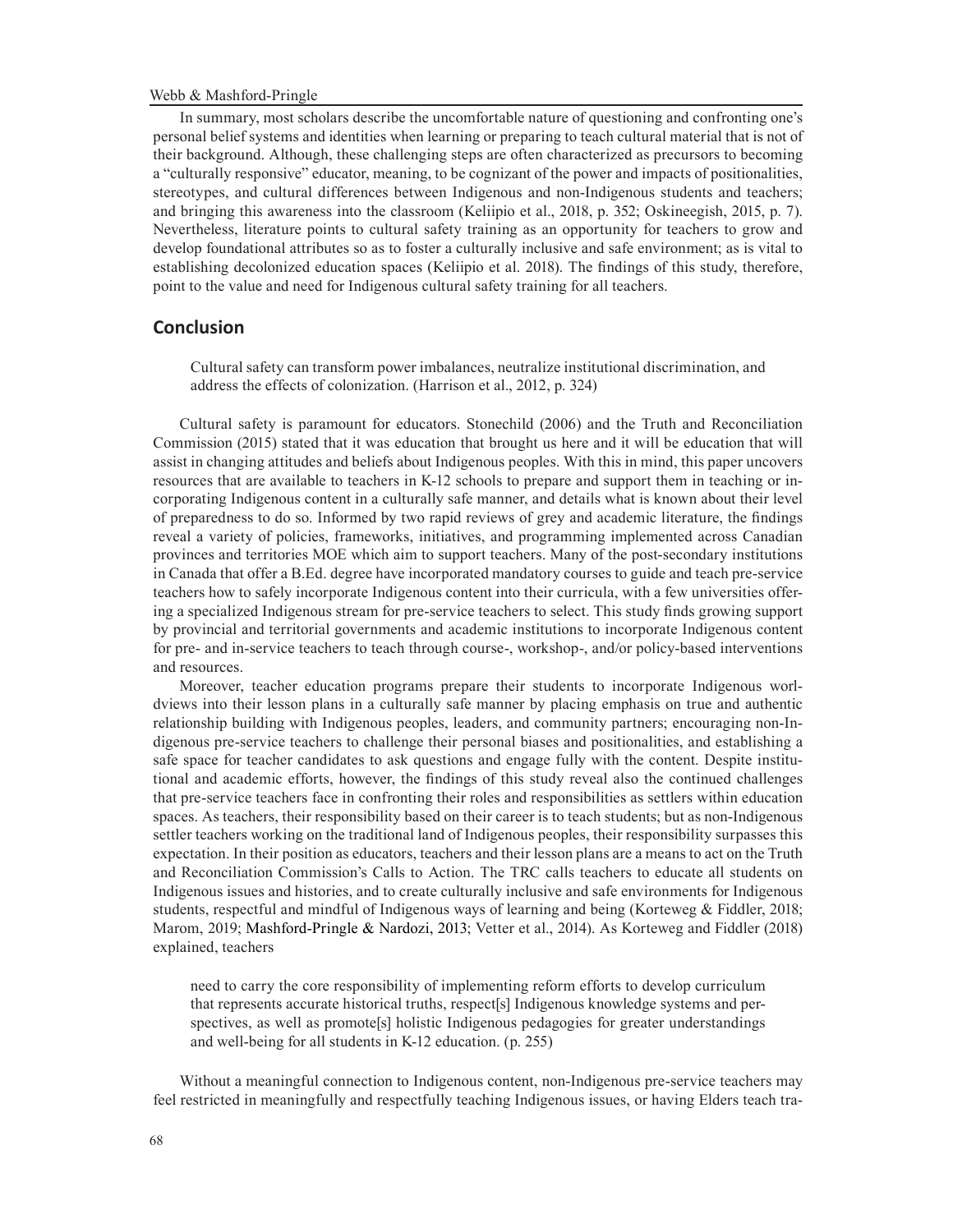In summary, most scholars describe the uncomfortable nature of questioning and confronting one's personal belief systems and identities when learning or preparing to teach cultural material that is not of their background. Although, these challenging steps are often characterized as precursors to becoming a "culturally responsive" educator, meaning, to be cognizant of the power and impacts of positionalities, stereotypes, and cultural differences between Indigenous and non-Indigenous students and teachers; and bringing this awareness into the classroom (Keliipio et al., 2018, p. 352; Oskineegish, 2015, p. 7). Nevertheless, literature points to cultural safety training as an opportunity for teachers to grow and develop foundational attributes so as to foster a culturally inclusive and safe environment; as is vital to establishing decolonized education spaces (Keliipio et al. 2018). The findings of this study, therefore, point to the value and need for Indigenous cultural safety training for all teachers.

## Conclusion

> Cultural safety can transform power imbalances, neutralize institutional discrimination, and address the effects of colonization. (Harrison et al., 2012, p. 324)

Cultural safety is paramount for educators. Stonechild (2006) and the Truth and Reconciliation Commission (2015) stated that it was education that brought us here and it will be education that will assist in changing attitudes and beliefs about Indigenous peoples. With this in mind, this paper uncovers resources that are available to teachers in K-12 schools to prepare and support them in teaching or incorporating Indigenous content in a culturally safe manner, and details what is known about their level of preparedness to do so. Informed by two rapid reviews of grey and academic literature, the findings reveal a variety of policies, frameworks, initiatives, and programming implemented across Canadian provinces and territories MOE which aim to support teachers. Many of the post-secondary institutions in Canada that offer a B.Ed. degree have incorporated mandatory courses to guide and teach pre-service teachers how to safely incorporate Indigenous content into their curricula, with a few universities offering a specialized Indigenous stream for pre-service teachers to select. This study finds growing support by provincial and territorial governments and academic institutions to incorporate Indigenous content for pre- and in-service teachers to teach through course-, workshop-, and/or policy-based interventions and resources.

Moreover, teacher education programs prepare their students to incorporate Indigenous worldviews into their lesson plans in a culturally safe manner by placing emphasis on true and authentic relationship building with Indigenous peoples, leaders, and community partners; encouraging non-Indigenous pre-service teachers to challenge their personal biases and positionalities, and establishing a safe space for teacher candidates to ask questions and engage fully with the content. Despite institutional and academic efforts, however, the findings of this study reveal also the continued challenges that pre-service teachers face in confronting their roles and responsibilities as settlers within education spaces. As teachers, their responsibility based on their career is to teach students; but as non-Indigenous settler teachers working on the traditional land of Indigenous peoples, their responsibility surpasses this expectation. In their position as educators, teachers and their lesson plans are a means to act on the Truth and Reconciliation Commission's Calls to Action. The TRC calls teachers to educate all students on Indigenous issues and histories, and to create culturally inclusive and safe environments for Indigenous students, respectful and mindful of Indigenous ways of learning and being (Korteweg & Fiddler, 2018; Marom, 2019; Mashford-Pringle & Nardozi, 2013; Vetter et al., 2014). As Korteweg and Fiddler (2018) explained, teachers

> need to carry the core responsibility of implementing reform efforts to develop curriculum that represents accurate historical truths, respect[s] Indigenous knowledge systems and perspectives, as well as promote[s] holistic Indigenous pedagogies for greater understandings and well-being for all students in K-12 education. (p. 255)

Without a meaningful connection to Indigenous content, non-Indigenous pre-service teachers may feel restricted in meaningfully and respectfully teaching Indigenous issues, or having Elders teach tra-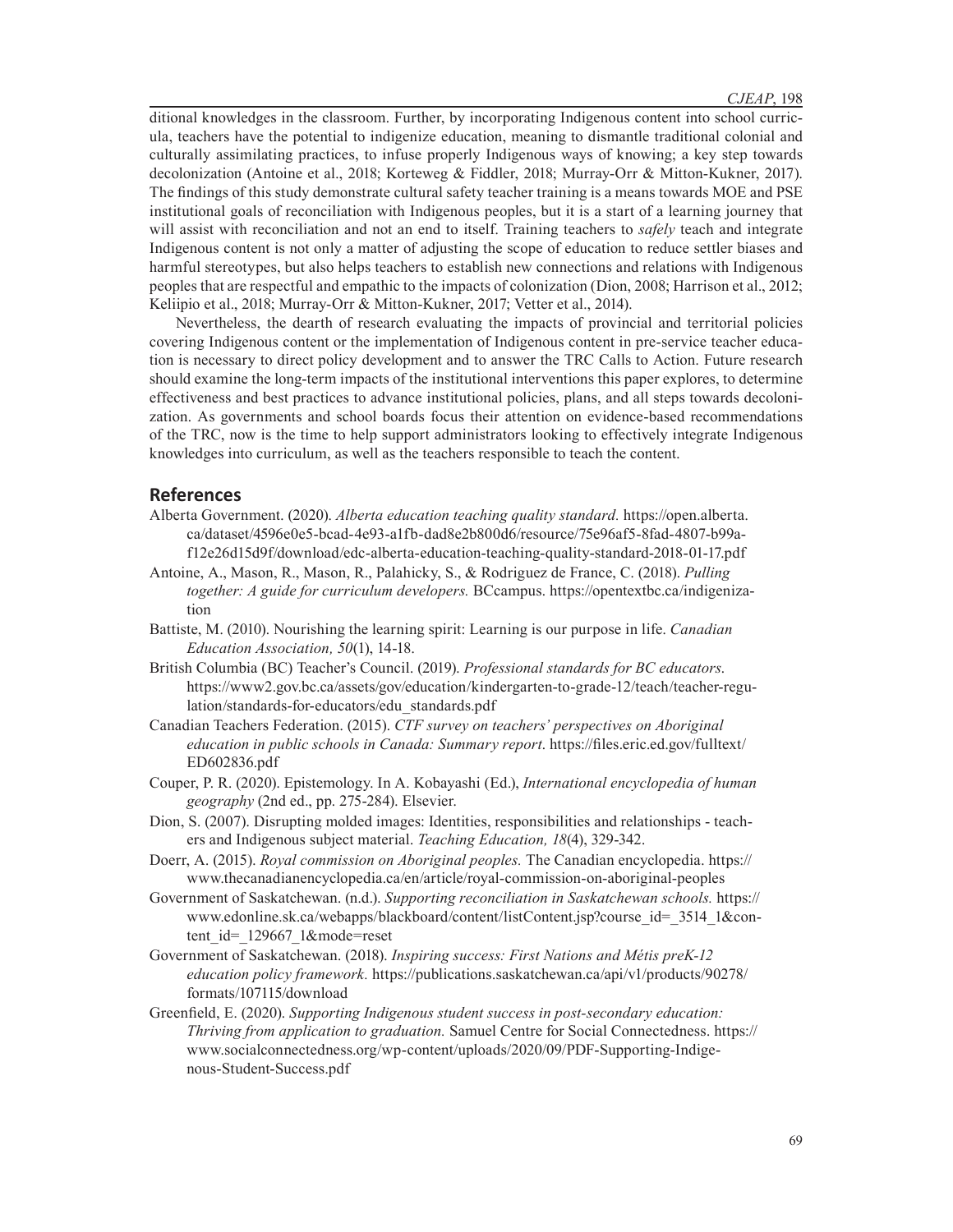ditional knowledges in the classroom. Further, by incorporating Indigenous content into school curricula, teachers have the potential to indigenize education, meaning to dismantle traditional colonial and culturally assimilating practices, to infuse properly Indigenous ways of knowing; a key step towards decolonization (Antoine et al., 2018; Korteweg & Fiddler, 2018; Murray-Orr & Mitton-Kukner, 2017). The findings of this study demonstrate cultural safety teacher training is a means towards MOE and PSE institutional goals of reconciliation with Indigenous peoples, but it is a start of a learning journey that will assist with reconciliation and not an end to itself. Training teachers to *safely* teach and integrate Indigenous content is not only a matter of adjusting the scope of education to reduce settler biases and harmful stereotypes, but also helps teachers to establish new connections and relations with Indigenous peoples that are respectful and empathic to the impacts of colonization (Dion, 2008; Harrison et al., 2012; Keliipio et al., 2018; Murray-Orr & Mitton-Kukner, 2017; Vetter et al., 2014).

Nevertheless, the dearth of research evaluating the impacts of provincial and territorial policies covering Indigenous content or the implementation of Indigenous content in pre-service teacher education is necessary to direct policy development and to answer the TRC Calls to Action. Future research should examine the long-term impacts of the institutional interventions this paper explores, to determine effectiveness and best practices to advance institutional policies, plans, and all steps towards decolonization. As governments and school boards focus their attention on evidence-based recommendations of the TRC, now is the time to help support administrators looking to effectively integrate Indigenous knowledges into curriculum, as well as the teachers responsible to teach the content.

## References

Alberta Government. (2020). *Alberta education teaching quality standard.* https://open.alberta.ca/dataset/4596e0e5-bcad-4e93-a1fb-dad8e2b800d6/resource/75e96af5-8fad-4807-b99a-f12e26d15d9f/download/edc-alberta-education-teaching-quality-standard-2018-01-17.pdf

Antoine, A., Mason, R., Mason, R., Palahicky, S., & Rodriguez de France, C. (2018). *Pulling together: A guide for curriculum developers.* BCcampus. https://opentextbc.ca/indigenization

Battiste, M. (2010). Nourishing the learning spirit: Learning is our purpose in life. *Canadian Education Association, 50*(1), 14-18.

British Columbia (BC) Teacher's Council. (2019). *Professional standards for BC educators*. https://www2.gov.bc.ca/assets/gov/education/kindergarten-to-grade-12/teach/teacher-regulation/standards-for-educators/edu_standards.pdf

Canadian Teachers Federation. (2015). *CTF survey on teachers' perspectives on Aboriginal education in public schools in Canada: Summary report*. https://files.eric.ed.gov/fulltext/ED602836.pdf

Couper, P. R. (2020). Epistemology. In A. Kobayashi (Ed.), *International encyclopedia of human geography* (2nd ed., pp. 275-284). Elsevier.

Dion, S. (2007). Disrupting molded images: Identities, responsibilities and relationships - teachers and Indigenous subject material. *Teaching Education, 18*(4), 329-342.

Doerr, A. (2015). *Royal commission on Aboriginal peoples.* The Canadian encyclopedia. https://www.thecanadianencyclopedia.ca/en/article/royal-commission-on-aboriginal-peoples

Government of Saskatchewan. (n.d.). *Supporting reconciliation in Saskatchewan schools.* https://www.edonline.sk.ca/webapps/blackboard/content/listContent.jsp?course_id=_3514_1&content_id=_129667_1&mode=reset

Government of Saskatchewan. (2018). *Inspiring success: First Nations and Métis preK-12 education policy framework.* https://publications.saskatchewan.ca/api/v1/products/90278/formats/107115/download

Greenfield, E. (2020). *Supporting Indigenous student success in post-secondary education: Thriving from application to graduation.* Samuel Centre for Social Connectedness. https://www.socialconnectedness.org/wp-content/uploads/2020/09/PDF-Supporting-Indigenous-Student-Success.pdf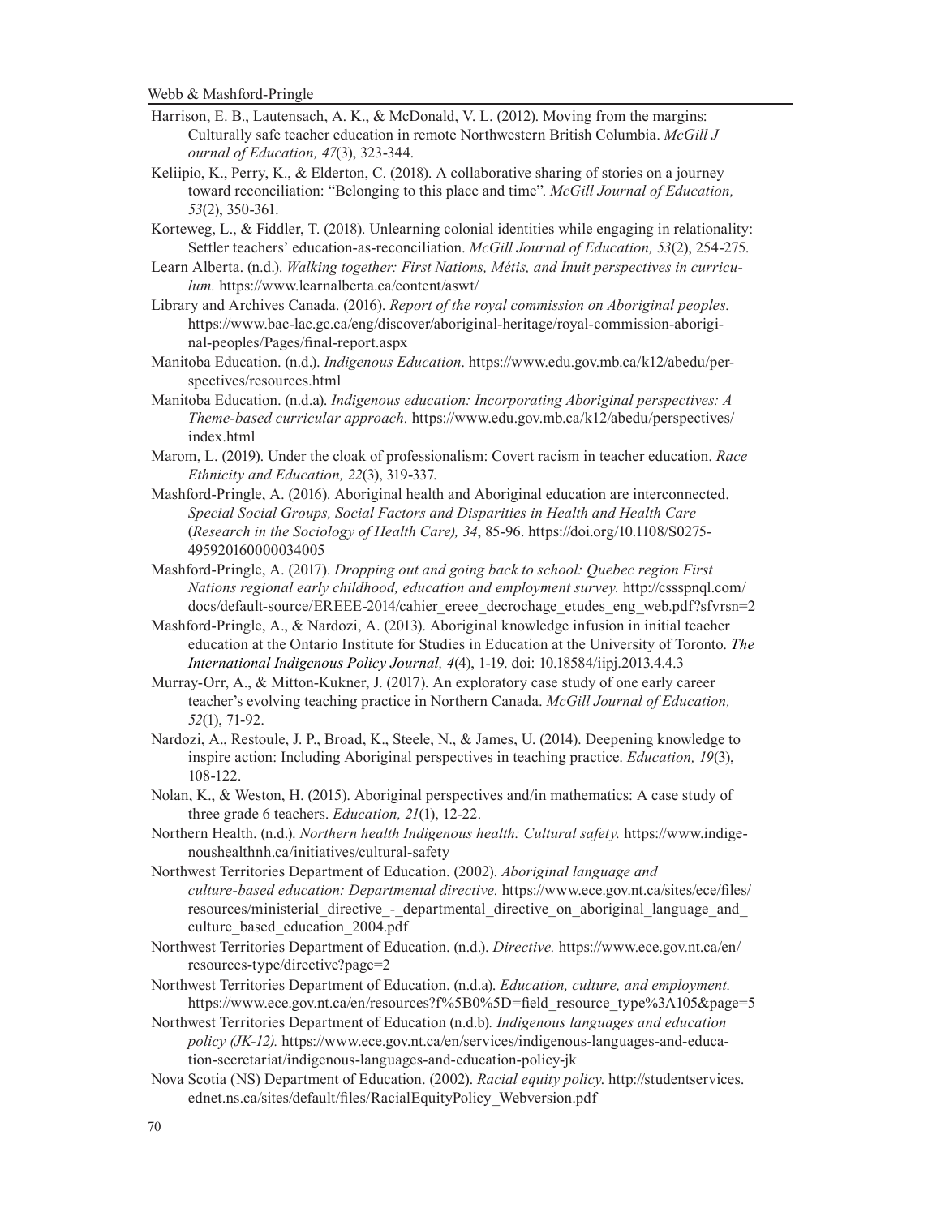Harrison, E. B., Lautensach, A. K., & McDonald, V. L. (2012). Moving from the margins: Culturally safe teacher education in remote Northwestern British Columbia. *McGill J ournal of Education, 47*(3), 323-344.

Keliipio, K., Perry, K., & Elderton, C. (2018). A collaborative sharing of stories on a journey toward reconciliation: "Belonging to this place and time". *McGill Journal of Education, 53*(2), 350-361.

Korteweg, L., & Fiddler, T. (2018). Unlearning colonial identities while engaging in relationality: Settler teachers' education-as-reconciliation. *McGill Journal of Education, 53*(2), 254-275.

Learn Alberta. (n.d.). *Walking together: First Nations, Métis, and Inuit perspectives in curriculum.* https://www.learnalberta.ca/content/aswt/

Library and Archives Canada. (2016). *Report of the royal commission on Aboriginal peoples.* https://www.bac-lac.gc.ca/eng/discover/aboriginal-heritage/royal-commission-aboriginal-peoples/Pages/final-report.aspx

Manitoba Education. (n.d.). *Indigenous Education*. https://www.edu.gov.mb.ca/k12/abedu/perspectives/resources.html

Manitoba Education. (n.d.a). *Indigenous education: Incorporating Aboriginal perspectives: A Theme-based curricular approach.* https://www.edu.gov.mb.ca/k12/abedu/perspectives/index.html

Marom, L. (2019). Under the cloak of professionalism: Covert racism in teacher education. *Race Ethnicity and Education, 22*(3), 319-337.

Mashford-Pringle, A. (2016). Aboriginal health and Aboriginal education are interconnected. *Special Social Groups, Social Factors and Disparities in Health and Health Care* (*Research in the Sociology of Health Care), 34*, 85-96. https://doi.org/10.1108/S0275-495920160000034005

Mashford-Pringle, A. (2017). *Dropping out and going back to school: Quebec region First Nations regional early childhood, education and employment survey.* http://cssspnql.com/docs/default-source/EREEE-2014/cahier_ereee_decrochage_etudes_eng_web.pdf?sfvrsn=2

Mashford-Pringle, A., & Nardozi, A. (2013). Aboriginal knowledge infusion in initial teacher education at the Ontario Institute for Studies in Education at the University of Toronto. *The International Indigenous Policy Journal, 4*(4), 1-19. doi: 10.18584/iipj.2013.4.4.3

Murray-Orr, A., & Mitton-Kukner, J. (2017). An exploratory case study of one early career teacher's evolving teaching practice in Northern Canada. *McGill Journal of Education, 52*(1), 71-92.

Nardozi, A., Restoule, J. P., Broad, K., Steele, N., & James, U. (2014). Deepening knowledge to inspire action: Including Aboriginal perspectives in teaching practice. *Education, 19*(3), 108-122.

Nolan, K., & Weston, H. (2015). Aboriginal perspectives and/in mathematics: A case study of three grade 6 teachers. *Education, 21*(1), 12-22.

Northern Health. (n.d.). *Northern health Indigenous health: Cultural safety.* https://www.indigenoushealthnh.ca/initiatives/cultural-safety

Northwest Territories Department of Education. (2002). *Aboriginal language and culture-based education: Departmental directive.* https://www.ece.gov.nt.ca/sites/ece/files/resources/ministerial_directive_-_departmental_directive_on_aboriginal_language_and_culture_based_education_2004.pdf

Northwest Territories Department of Education. (n.d.). *Directive.* https://www.ece.gov.nt.ca/en/resources-type/directive?page=2

Northwest Territories Department of Education. (n.d.a). *Education, culture, and employment.* https://www.ece.gov.nt.ca/en/resources?f%5B0%5D=field_resource_type%3A105&page=5

Northwest Territories Department of Education (n.d.b)*. Indigenous languages and education policy (JK-12).* https://www.ece.gov.nt.ca/en/services/indigenous-languages-and-education-secretariat/indigenous-languages-and-education-policy-jk

Nova Scotia (NS) Department of Education. (2002). *Racial equity policy*. http://studentservices.ednet.ns.ca/sites/default/files/RacialEquityPolicy_Webversion.pdf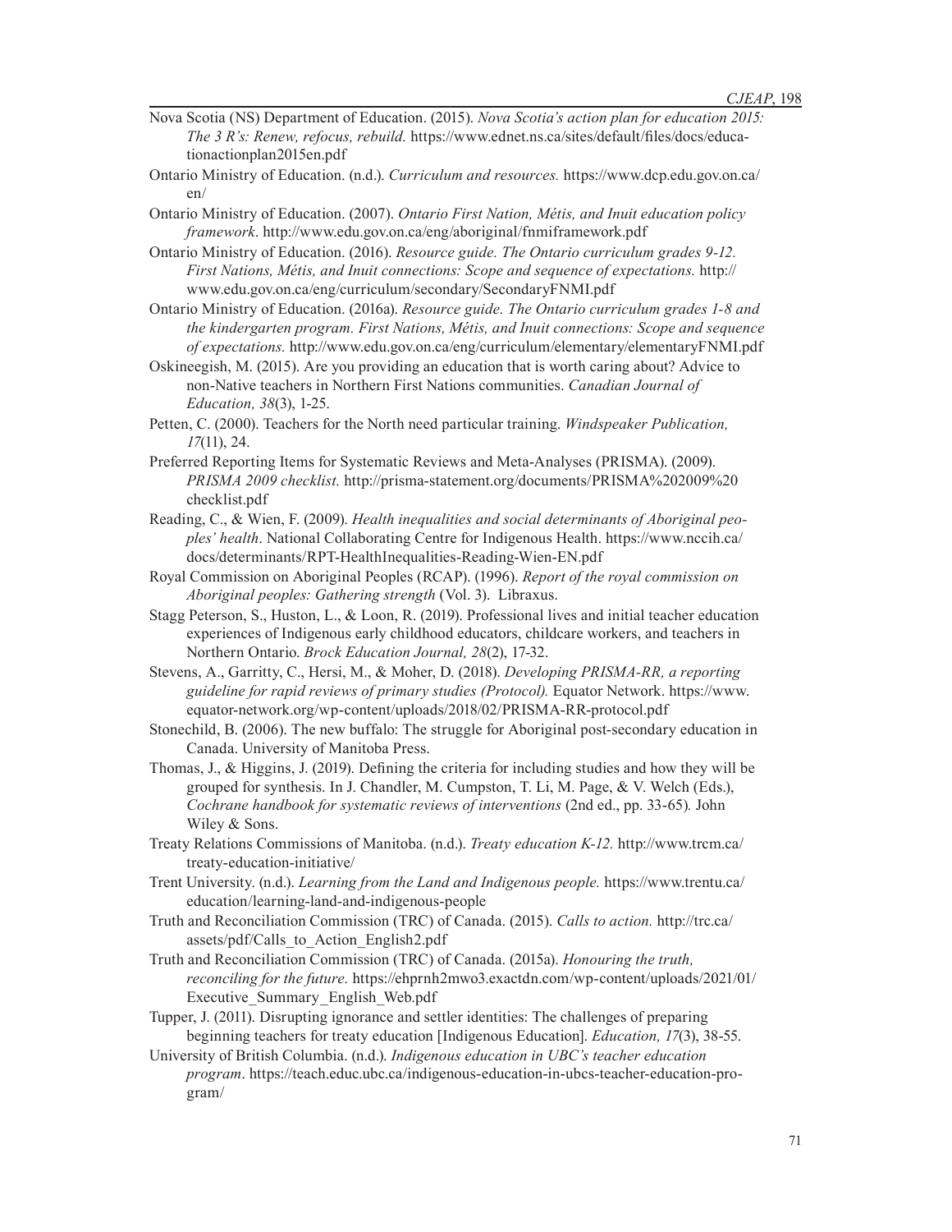Nova Scotia (NS) Department of Education. (2015). *Nova Scotia's action plan for education 2015: The 3 R's: Renew, refocus, rebuild.* https://www.ednet.ns.ca/sites/default/files/docs/educationactionplan2015en.pdf

Ontario Ministry of Education. (n.d.). *Curriculum and resources.* https://www.dcp.edu.gov.on.ca/en/

Ontario Ministry of Education. (2007). *Ontario First Nation, Métis, and Inuit education policy framework*. http://www.edu.gov.on.ca/eng/aboriginal/fnmiframework.pdf

Ontario Ministry of Education. (2016). *Resource guide. The Ontario curriculum grades 9-12. First Nations, Métis, and Inuit connections: Scope and sequence of expectations.* http://www.edu.gov.on.ca/eng/curriculum/secondary/SecondaryFNMI.pdf

Ontario Ministry of Education. (2016a). *Resource guide. The Ontario curriculum grades 1-8 and the kindergarten program. First Nations, Métis, and Inuit connections: Scope and sequence of expectations.* http://www.edu.gov.on.ca/eng/curriculum/elementary/elementaryFNMI.pdf

Oskineegish, M. (2015). Are you providing an education that is worth caring about? Advice to non-Native teachers in Northern First Nations communities. *Canadian Journal of Education, 38*(3), 1-25.

Petten, C. (2000). Teachers for the North need particular training. *Windspeaker Publication, 17*(11), 24.

Preferred Reporting Items for Systematic Reviews and Meta-Analyses (PRISMA). (2009). *PRISMA 2009 checklist.* http://prisma-statement.org/documents/PRISMA%202009%20checklist.pdf

Reading, C., & Wien, F. (2009). *Health inequalities and social determinants of Aboriginal peoples' health*. National Collaborating Centre for Indigenous Health. https://www.nccih.ca/docs/determinants/RPT-HealthInequalities-Reading-Wien-EN.pdf

Royal Commission on Aboriginal Peoples (RCAP). (1996). *Report of the royal commission on Aboriginal peoples: Gathering strength* (Vol. 3). Libraxus.

Stagg Peterson, S., Huston, L., & Loon, R. (2019). Professional lives and initial teacher education experiences of Indigenous early childhood educators, childcare workers, and teachers in Northern Ontario. *Brock Education Journal, 28*(2), 17-32.

Stevens, A., Garritty, C., Hersi, M., & Moher, D. (2018). *Developing PRISMA-RR, a reporting guideline for rapid reviews of primary studies (Protocol).* Equator Network. https://www.equator-network.org/wp-content/uploads/2018/02/PRISMA-RR-protocol.pdf

Stonechild, B. (2006). The new buffalo: The struggle for Aboriginal post-secondary education in Canada. University of Manitoba Press.

Thomas, J., & Higgins, J. (2019). Defining the criteria for including studies and how they will be grouped for synthesis. In J. Chandler, M. Cumpston, T. Li, M. Page, & V. Welch (Eds.), *Cochrane handbook for systematic reviews of interventions* (2nd ed., pp. 33-65)*.* John Wiley & Sons.

Treaty Relations Commissions of Manitoba. (n.d.). *Treaty education K-12.* http://www.trcm.ca/treaty-education-initiative/

Trent University. (n.d.). *Learning from the Land and Indigenous people.* https://www.trentu.ca/education/learning-land-and-indigenous-people

Truth and Reconciliation Commission (TRC) of Canada. (2015). *Calls to action.* http://trc.ca/assets/pdf/Calls_to_Action_English2.pdf

Truth and Reconciliation Commission (TRC) of Canada. (2015a). *Honouring the truth, reconciling for the future.* https://ehprnh2mwo3.exactdn.com/wp-content/uploads/2021/01/Executive_Summary_English_Web.pdf

Tupper, J. (2011). Disrupting ignorance and settler identities: The challenges of preparing beginning teachers for treaty education [Indigenous Education]. *Education, 17*(3), 38-55.

University of British Columbia. (n.d.). *Indigenous education in UBC's teacher education program*. https://teach.educ.ubc.ca/indigenous-education-in-ubcs-teacher-education-program/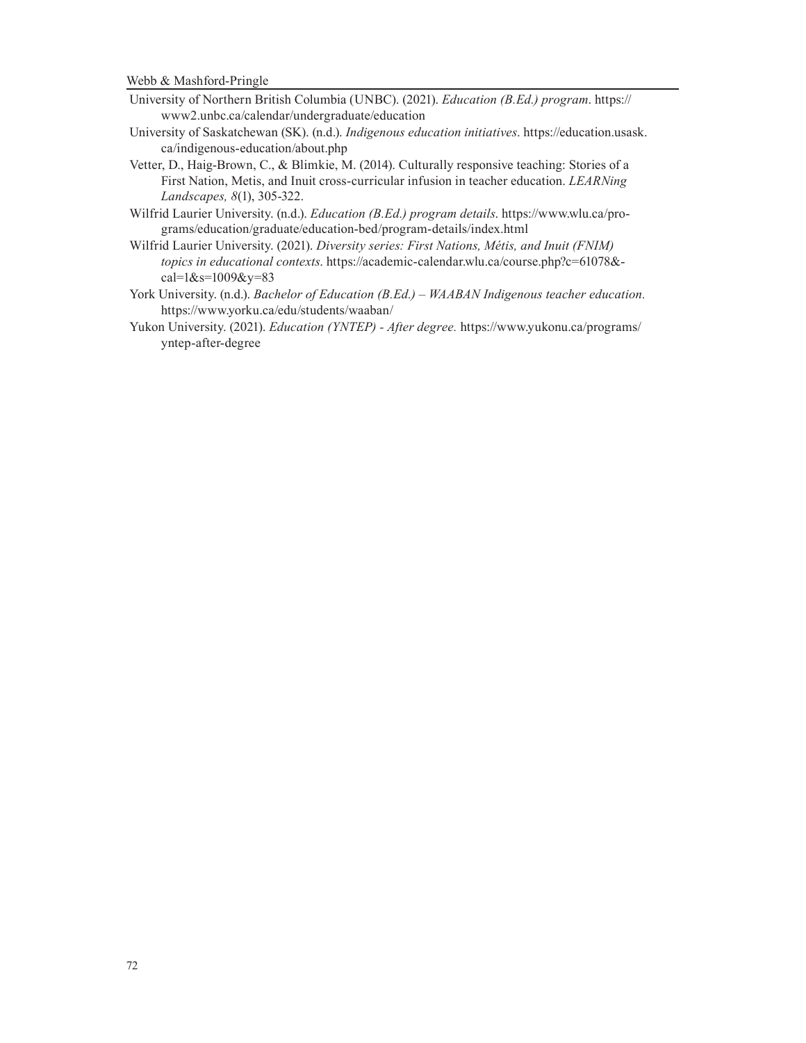University of Northern British Columbia (UNBC). (2021). *Education (B.Ed.) program*. https://www2.unbc.ca/calendar/undergraduate/education

University of Saskatchewan (SK). (n.d.). *Indigenous education initiatives*. https://education.usask.ca/indigenous-education/about.php

Vetter, D., Haig-Brown, C., & Blimkie, M. (2014). Culturally responsive teaching: Stories of a First Nation, Metis, and Inuit cross-curricular infusion in teacher education. *LEARNing Landscapes, 8*(1), 305-322.

Wilfrid Laurier University. (n.d.). *Education (B.Ed.) program details*. https://www.wlu.ca/programs/education/graduate/education-bed/program-details/index.html

Wilfrid Laurier University. (2021). *Diversity series: First Nations, Métis, and Inuit (FNIM) topics in educational contexts*. https://academic-calendar.wlu.ca/course.php?c=61078&cal=1&s=1009&y=83

York University. (n.d.). *Bachelor of Education (B.Ed.) – WAABAN Indigenous teacher education*. https://www.yorku.ca/edu/students/waaban/

Yukon University. (2021). *Education (YNTEP) - After degree.* https://www.yukonu.ca/programs/yntep-after-degree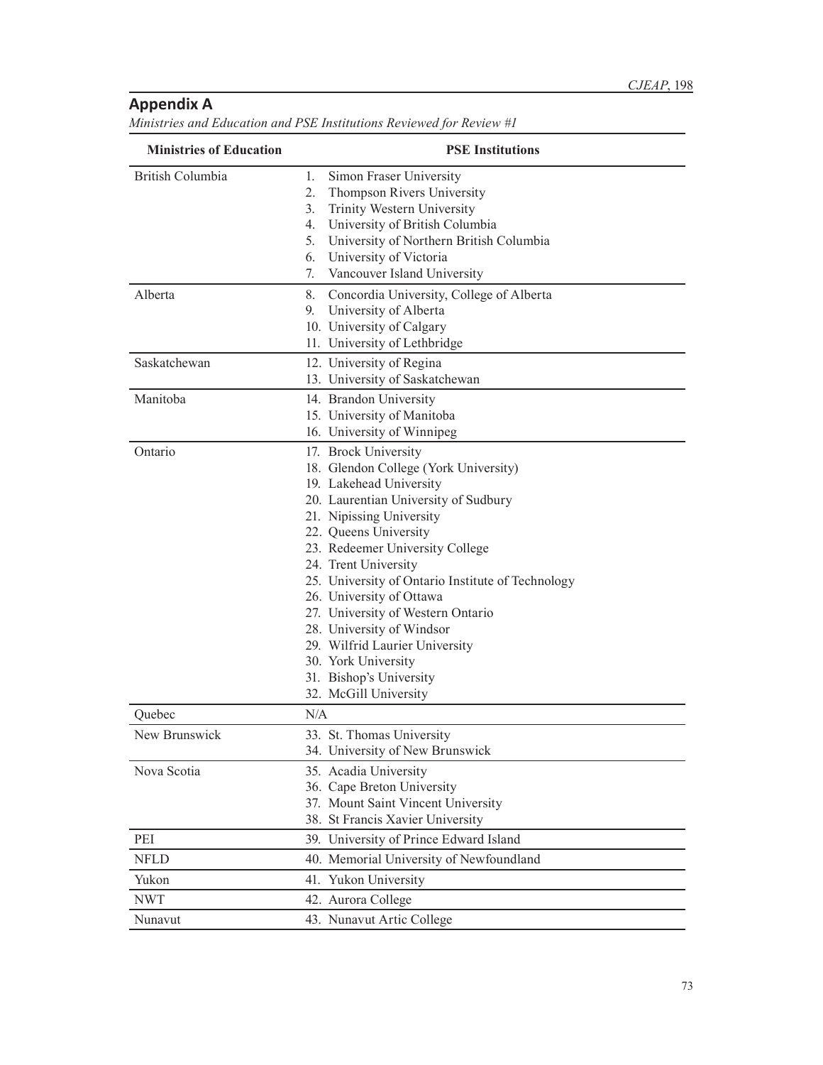## Appendix A

*Ministries and Education and PSE Institutions Reviewed for Review #1*

| Ministries of Education | PSE Institutions |
|---|---|
| British Columbia | 1. Simon Fraser University<br>2. Thompson Rivers University<br>3. Trinity Western University<br>4. University of British Columbia<br>5. University of Northern British Columbia<br>6. University of Victoria<br>7. Vancouver Island University |
| Alberta | 8. Concordia University, College of Alberta<br>9. University of Alberta<br>10. University of Calgary<br>11. University of Lethbridge |
| Saskatchewan | 12. University of Regina<br>13. University of Saskatchewan |
| Manitoba | 14. Brandon University<br>15. University of Manitoba<br>16. University of Winnipeg |
| Ontario | 17. Brock University<br>18. Glendon College (York University)<br>19. Lakehead University<br>20. Laurentian University of Sudbury<br>21. Nipissing University<br>22. Queens University<br>23. Redeemer University College<br>24. Trent University<br>25. University of Ontario Institute of Technology<br>26. University of Ottawa<br>27. University of Western Ontario<br>28. University of Windsor<br>29. Wilfrid Laurier University<br>30. York University<br>31. Bishop's University<br>32. McGill University |
| Quebec | N/A |
| New Brunswick | 33. St. Thomas University<br>34. University of New Brunswick |
| Nova Scotia | 35. Acadia University<br>36. Cape Breton University<br>37. Mount Saint Vincent University<br>38. St Francis Xavier University |
| PEI | 39. University of Prince Edward Island |
| NFLD | 40. Memorial University of Newfoundland |
| Yukon | 41. Yukon University |
| NWT | 42. Aurora College |
| Nunavut | 43. Nunavut Artic College |